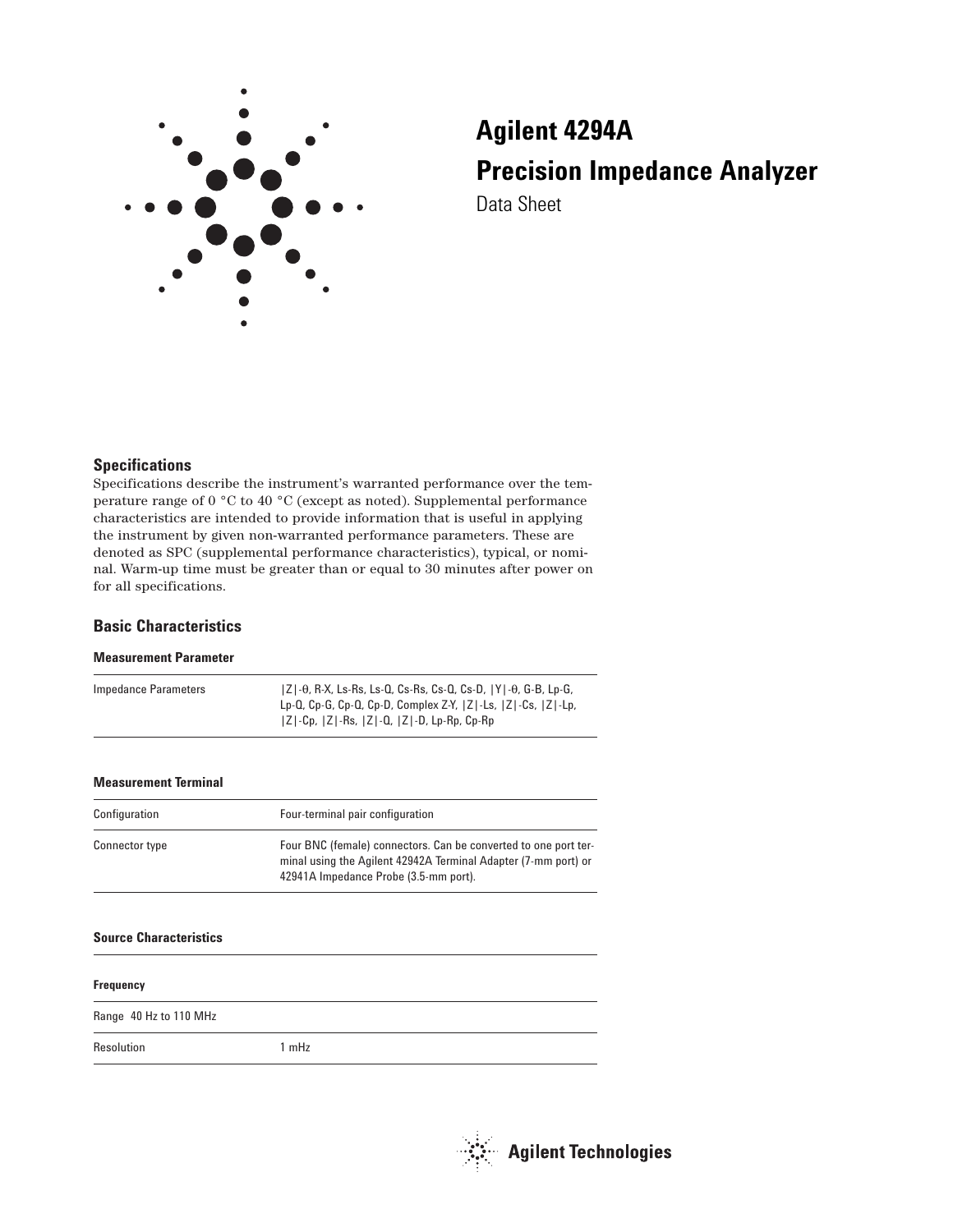# Agilent 4294A

# Precision Impedance Analyzer

Data Sheet

## Specifications

Specifications describe the instrument's warranted performance over the temperature range of 0 °C to 40 °C (except as noted). Supplemental performance characteristics are intended to provide information that is useful in applying the instrument by given non-warranted performance parameters. These are denoted as SPC (supplemental performance characteristics), typical, or nominal. Warm-up time must be greater than or equal to 30 minutes after power on for all specifications.

## Basic Characteristics

### Measurement Parameter

| | |
|---|---|
| Impedance Parameters | \|Z\|-θ, R-X, Ls-Rs, Ls-Q, Cs-Rs, Cs-Q, Cs-D, \|Y\|-θ, G-B, Lp-G, Lp-Q, Cp-G, Cp-Q, Cp-D, Complex Z-Y, \|Z\|-Ls, \|Z\|-Cs, \|Z\|-Lp, \|Z\|-Cp, \|Z\|-Rs, \|Z\|-Q, \|Z\|-D, Lp-Rp, Cp-Rp |

### Measurement Terminal

| | |
|---|---|
| Configuration | Four-terminal pair configuration |
| Connector type | Four BNC (female) connectors. Can be converted to one port terminal using the Agilent 42942A Terminal Adapter (7-mm port) or 42941A Impedance Probe (3.5-mm port). |

### Source Characteristics

**Frequency**

| | |
|---|---|
| Range 40 Hz to 110 MHz | |
| Resolution | 1 mHz |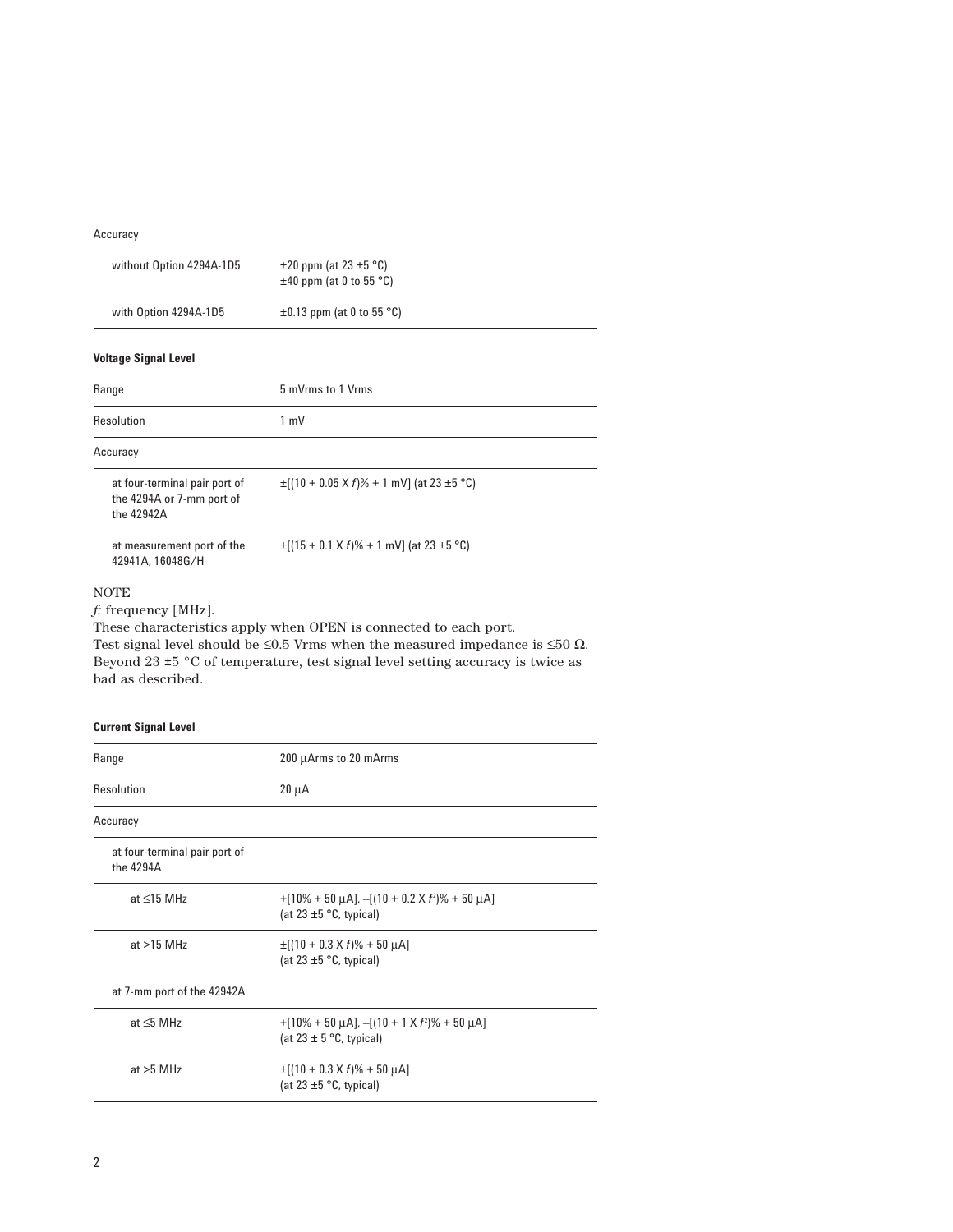Accuracy

| | |
|---|---|
| without Option 4294A-1D5 | ±20 ppm (at 23 ±5 °C)<br>±40 ppm (at 0 to 55 °C) |
| with Option 4294A-1D5 | ±0.13 ppm (at 0 to 55 °C) |

**Voltage Signal Level**

| | |
|---|---|
| Range | 5 mVrms to 1 Vrms |
| Resolution | 1 mV |
| Accuracy | |
| at four-terminal pair port of the 4294A or 7-mm port of the 42942A | $\pm[(10 + 0.05 \times f)\% + 1 \text{ mV}]$ (at 23 ±5 °C) |
| at measurement port of the 42941A, 16048G/H | $\pm[(15 + 0.1 \times f)\% + 1 \text{ mV}]$ (at 23 ±5 °C) |

NOTE

*f*: frequency [MHz].

These characteristics apply when OPEN is connected to each port.

Test signal level should be ≤0.5 Vrms when the measured impedance is ≤50 Ω.

Beyond 23 ±5 °C of temperature, test signal level setting accuracy is twice as bad as described.

**Current Signal Level**

| | |
|---|---|
| Range | 200 μArms to 20 mArms |
| Resolution | 20 μA |
| Accuracy | |
| at four-terminal pair port of the 4294A | |
| at ≤15 MHz | $+[10\% + 50\ \mu\text{A}], -[(10 + 0.2 \times f^2)\% + 50\ \mu\text{A}]$<br>(at 23 ±5 °C, typical) |
| at >15 MHz | $\pm[(10 + 0.3 \times f)\% + 50\ \mu\text{A}]$<br>(at 23 ±5 °C, typical) |
| at 7-mm port of the 42942A | |
| at ≤5 MHz | $+[10\% + 50\ \mu\text{A}], -[(10 + 1 \times f^2)\% + 50\ \mu\text{A}]$<br>(at 23 ± 5 °C, typical) |
| at >5 MHz | $\pm[(10 + 0.3 \times f)\% + 50\ \mu\text{A}]$<br>(at 23 ±5 °C, typical) |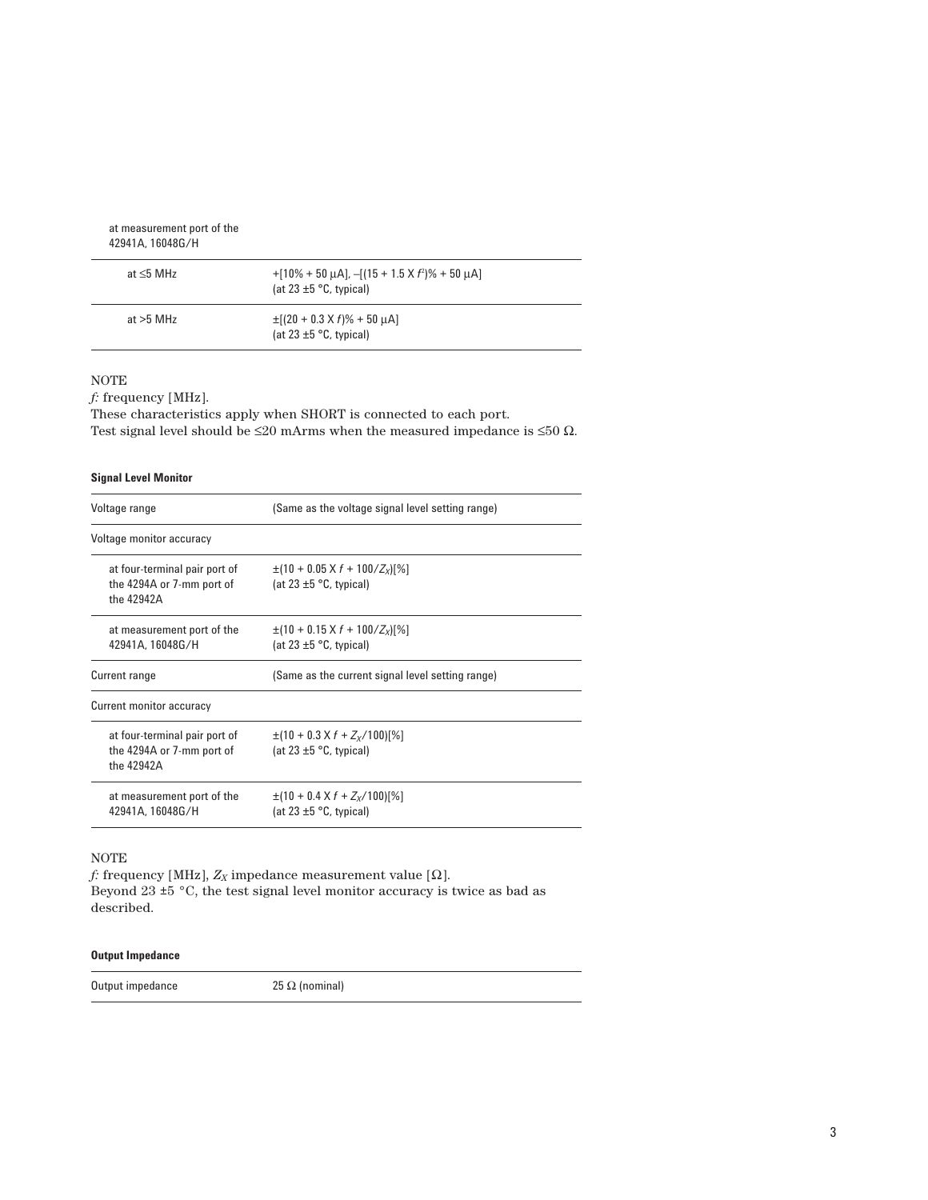| at measurement port of the 42941A, 16048G/H | |
|---|---|
| at ≤5 MHz | +[10% + 50 μA], –[(15 + 1.5 X $f^2$)% + 50 μA] (at 23 ±5 °C, typical) |
| at >5 MHz | ±[(20 + 0.3 X $f$)% + 50 μA] (at 23 ±5 °C, typical) |

NOTE

*f*: frequency [MHz].
These characteristics apply when SHORT is connected to each port.
Test signal level should be ≤20 mArms when the measured impedance is ≤50 Ω.

**Signal Level Monitor**

| | |
|---|---|
| Voltage range | (Same as the voltage signal level setting range) |
| Voltage monitor accuracy | |
| at four-terminal pair port of the 4294A or 7-mm port of the 42942A | ±(10 + 0.05 X $f$ + 100/$Z_X$)[%] (at 23 ±5 °C, typical) |
| at measurement port of the 42941A, 16048G/H | ±(10 + 0.15 X $f$ + 100/$Z_X$)[%] (at 23 ±5 °C, typical) |
| Current range | (Same as the current signal level setting range) |
| Current monitor accuracy | |
| at four-terminal pair port of the 4294A or 7-mm port of the 42942A | ±(10 + 0.3 X $f$ + $Z_X$/100)[%] (at 23 ±5 °C, typical) |
| at measurement port of the 42941A, 16048G/H | ±(10 + 0.4 X $f$ + $Z_X$/100)[%] (at 23 ±5 °C, typical) |

NOTE

*f*: frequency [MHz], $Z_X$ impedance measurement value [Ω].
Beyond 23 ±5 °C, the test signal level monitor accuracy is twice as bad as described.

**Output Impedance**

| | |
|---|---|
| Output impedance | 25 Ω (nominal) |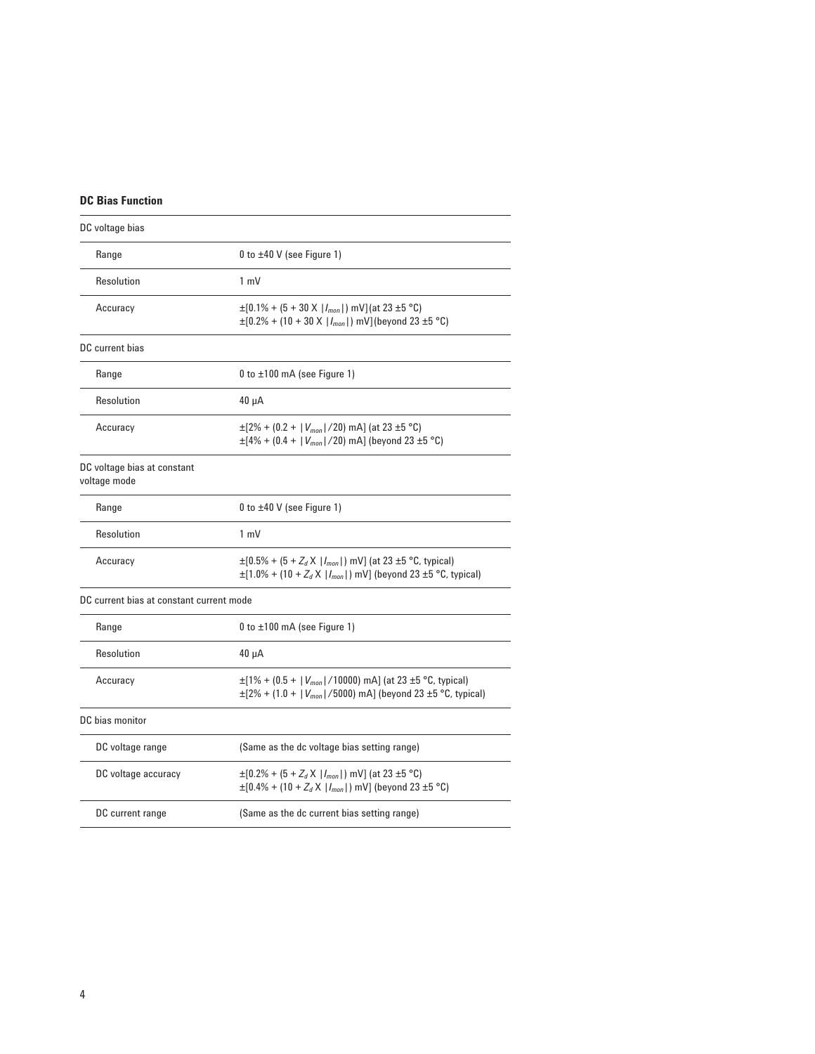### DC Bias Function

| | |
|---|---|
| **DC voltage bias** | |
| Range | 0 to ±40 V (see Figure 1) |
| Resolution | 1 mV |
| Accuracy | ±[0.1% + (5 + 30 X \|$I_{mon}$\|) mV](at 23 ±5 °C)<br>±[0.2% + (10 + 30 X \|$I_{mon}$\|) mV](beyond 23 ±5 °C) |
| **DC current bias** | |
| Range | 0 to ±100 mA (see Figure 1) |
| Resolution | 40 μA |
| Accuracy | ±[2% + (0.2 + \|$V_{mon}$\|/20) mA] (at 23 ±5 °C)<br>±[4% + (0.4 + \|$V_{mon}$\|/20) mA] (beyond 23 ±5 °C) |
| **DC voltage bias at constant voltage mode** | |
| Range | 0 to ±40 V (see Figure 1) |
| Resolution | 1 mV |
| Accuracy | ±[0.5% + (5 + $Z_d$ X \|$I_{mon}$\|) mV] (at 23 ±5 °C, typical)<br>±[1.0% + (10 + $Z_d$ X \|$I_{mon}$\|) mV] (beyond 23 ±5 °C, typical) |
| **DC current bias at constant current mode** | |
| Range | 0 to ±100 mA (see Figure 1) |
| Resolution | 40 μA |
| Accuracy | ±[1% + (0.5 + \|$V_{mon}$\|/10000) mA] (at 23 ±5 °C, typical)<br>±[2% + (1.0 + \|$V_{mon}$\|/5000) mA] (beyond 23 ±5 °C, typical) |
| **DC bias monitor** | |
| DC voltage range | (Same as the dc voltage bias setting range) |
| DC voltage accuracy | ±[0.2% + (5 + $Z_d$ X \|$I_{mon}$\|) mV] (at 23 ±5 °C)<br>±[0.4% + (10 + $Z_d$ X \|$I_{mon}$\|) mV] (beyond 23 ±5 °C) |
| DC current range | (Same as the dc current bias setting range) |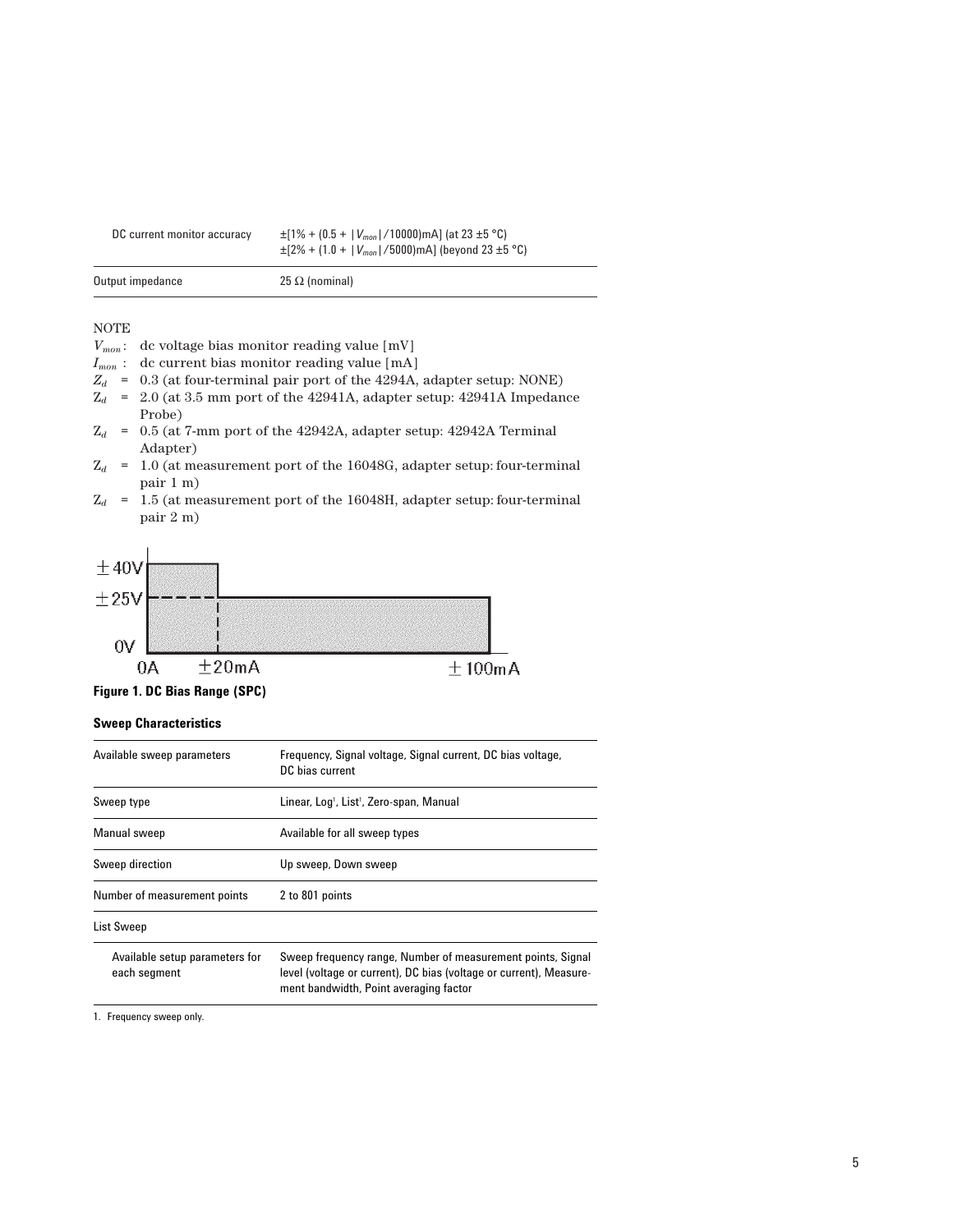| DC current monitor accuracy | ±[1% + (0.5 + $\|V_{mon}\|$/10000)mA] (at 23 ±5 °C) ±[2% + (1.0 + $\|V_{mon}\|$/5000)mA] (beyond 23 ±5 °C) |
|---|---|
| Output impedance | 25 Ω (nominal) |

NOTE

$V_{mon}$: dc voltage bias monitor reading value [mV]
$I_{mon}$ : dc current bias monitor reading value [mA]
$Z_d$ = 0.3 (at four-terminal pair port of the 4294A, adapter setup: NONE)
$Z_d$ = 2.0 (at 3.5 mm port of the 42941A, adapter setup: 42941A Impedance Probe)
$Z_d$ = 0.5 (at 7-mm port of the 42942A, adapter setup: 42942A Terminal Adapter)
$Z_d$ = 1.0 (at measurement port of the 16048G, adapter setup: four-terminal pair 1 m)
$Z_d$ = 1.5 (at measurement port of the 16048H, adapter setup: four-terminal pair 2 m)

**Figure 1. DC Bias Range (SPC)**

### Sweep Characteristics

| Available sweep parameters | Frequency, Signal voltage, Signal current, DC bias voltage, DC bias current |
|---|---|
| Sweep type | Linear, Log[1], List[1], Zero-span, Manual |
| Manual sweep | Available for all sweep types |
| Sweep direction | Up sweep, Down sweep |
| Number of measurement points | 2 to 801 points |
| List Sweep | |
| Available setup parameters for each segment | Sweep frequency range, Number of measurement points, Signal level (voltage or current), DC bias (voltage or current), Measurement bandwidth, Point averaging factor |

1. Frequency sweep only.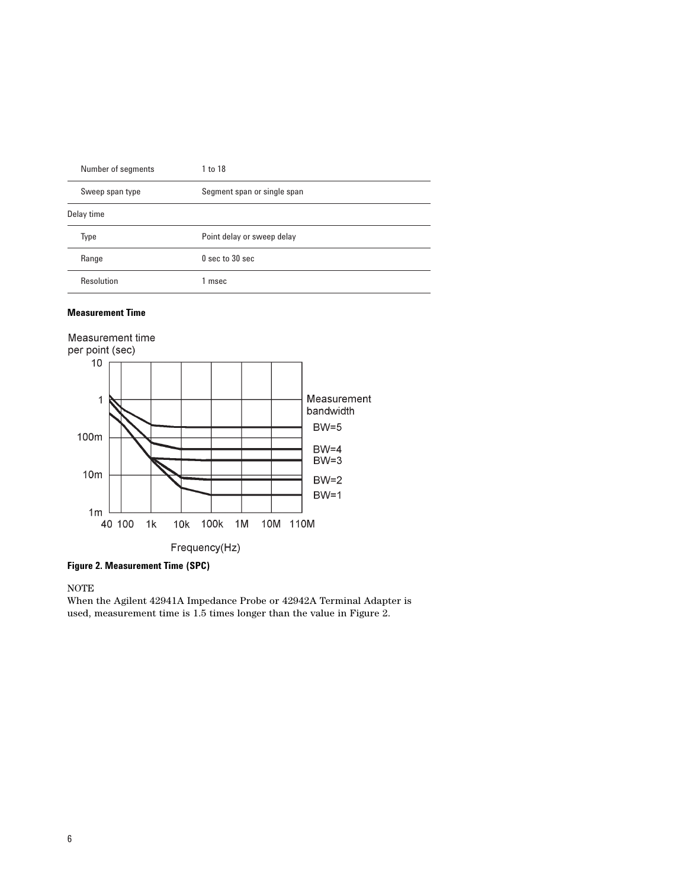| | |
|---|---|
| Number of segments | 1 to 18 |
| Sweep span type | Segment span or single span |
| Delay time | |
| Type | Point delay or sweep delay |
| Range | 0 sec to 30 sec |
| Resolution | 1 msec |

**Measurement Time**

**Figure 2. Measurement Time (SPC)**

NOTE
When the Agilent 42941A Impedance Probe or 42942A Terminal Adapter is used, measurement time is 1.5 times longer than the value in Figure 2.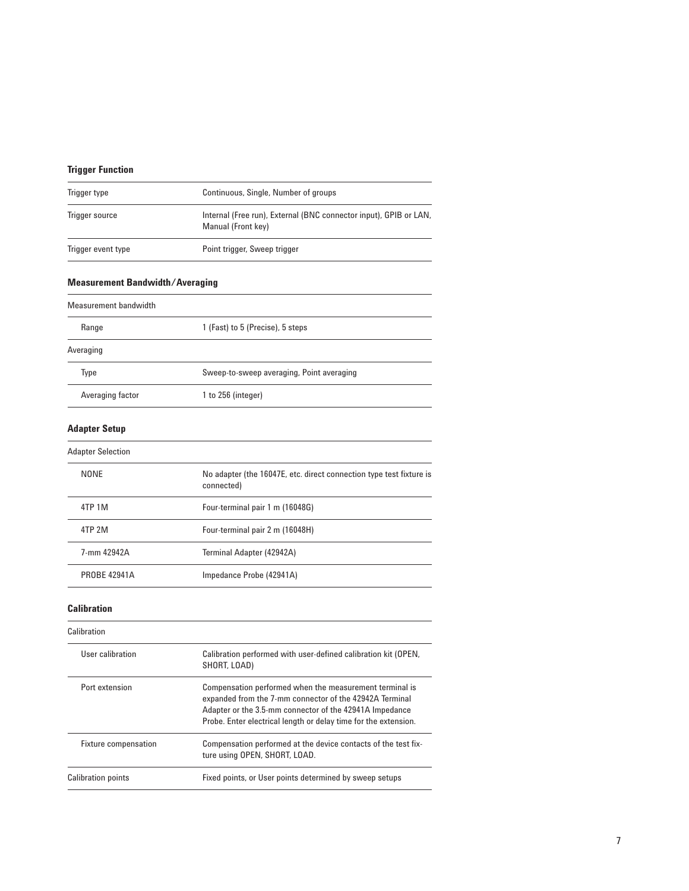### Trigger Function

| | |
|---|---|
| Trigger type | Continuous, Single, Number of groups |
| Trigger source | Internal (Free run), External (BNC connector input), GPIB or LAN, Manual (Front key) |
| Trigger event type | Point trigger, Sweep trigger |

### Measurement Bandwidth/Averaging

| | |
|---|---|
| Measurement bandwidth | |
| Range | 1 (Fast) to 5 (Precise), 5 steps |
| Averaging | |
| Type | Sweep-to-sweep averaging, Point averaging |
| Averaging factor | 1 to 256 (integer) |

### Adapter Setup

| | |
|---|---|
| Adapter Selection | |
| NONE | No adapter (the 16047E, etc. direct connection type test fixture is connected) |
| 4TP 1M | Four-terminal pair 1 m (16048G) |
| 4TP 2M | Four-terminal pair 2 m (16048H) |
| 7-mm 42942A | Terminal Adapter (42942A) |
| PROBE 42941A | Impedance Probe (42941A) |

### Calibration

| | |
|---|---|
| Calibration | |
| User calibration | Calibration performed with user-defined calibration kit (OPEN, SHORT, LOAD) |
| Port extension | Compensation performed when the measurement terminal is expanded from the 7-mm connector of the 42942A Terminal Adapter or the 3.5-mm connector of the 42941A Impedance Probe. Enter electrical length or delay time for the extension. |
| Fixture compensation | Compensation performed at the device contacts of the test fixture using OPEN, SHORT, LOAD. |
| Calibration points | Fixed points, or User points determined by sweep setups |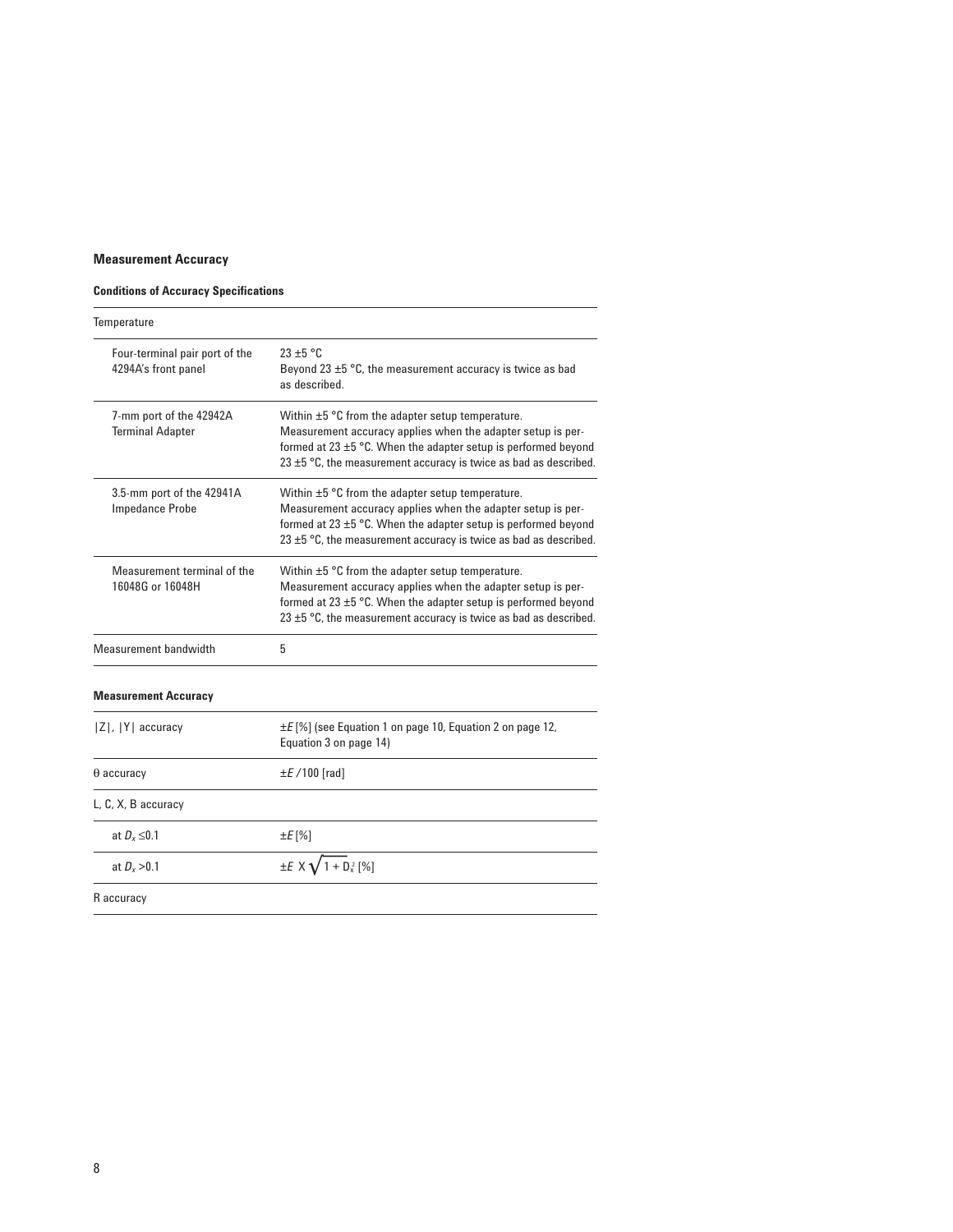## Measurement Accuracy

### Conditions of Accuracy Specifications

| Temperature | |
|---|---|
| Four-terminal pair port of the 4294A's front panel | 23 ±5 °C<br>Beyond 23 ±5 °C, the measurement accuracy is twice as bad as described. |
| 7-mm port of the 42942A Terminal Adapter | Within ±5 °C from the adapter setup temperature.<br>Measurement accuracy applies when the adapter setup is performed at 23 ±5 °C. When the adapter setup is performed beyond 23 ±5 °C, the measurement accuracy is twice as bad as described. |
| 3.5-mm port of the 42941A Impedance Probe | Within ±5 °C from the adapter setup temperature.<br>Measurement accuracy applies when the adapter setup is performed at 23 ±5 °C. When the adapter setup is performed beyond 23 ±5 °C, the measurement accuracy is twice as bad as described. |
| Measurement terminal of the 16048G or 16048H | Within ±5 °C from the adapter setup temperature.<br>Measurement accuracy applies when the adapter setup is performed at 23 ±5 °C. When the adapter setup is performed beyond 23 ±5 °C, the measurement accuracy is twice as bad as described. |
| Measurement bandwidth | 5 |

### Measurement Accuracy

| \|Z\|, \|Y\| accuracy | ±*E* [%] (see Equation 1 on page 10, Equation 2 on page 12, Equation 3 on page 14) |
|---|---|
| θ accuracy | ±*E* /100 [rad] |
| L, C, X, B accuracy | |
| at $D_x \leq 0.1$ | ±*E* [%] |
| at $D_x > 0.1$ | $\pm E \times \sqrt{1 + D_x^2}$ [%] |
| R accuracy | |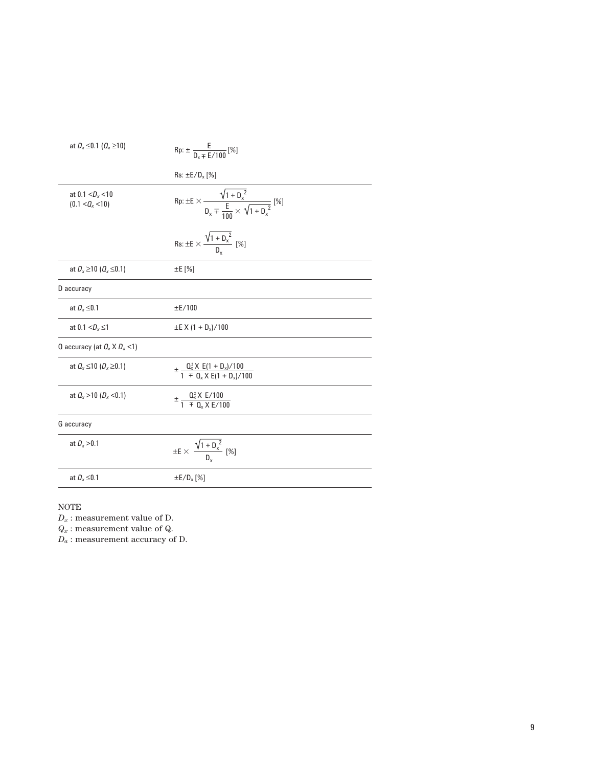| | |
|---|---|
| at $D_x \leq 0.1$ ($Q_x \geq 10$) | Rp: $\pm \frac{E}{D_x \mp E/100}$ [%] |
| | Rs: $\pm E/D_x$ [%] |
| at $0.1 < D_x < 10$ ($0.1 < Q_x < 10$) | Rp: $\pm E \times \frac{\sqrt{1 + D_x^2}}{D_x \mp \frac{E}{100} \times \sqrt{1 + D_x^2}}$ [%] |
| | Rs: $\pm E \times \frac{\sqrt{1 + D_x^2}}{D_x}$ [%] |
| at $D_x \geq 10$ ($Q_x \leq 0.1$) | $\pm E$ [%] |
| D accuracy | |
| at $D_x \leq 0.1$ | $\pm E/100$ |
| at $0.1 < D_x \leq 1$ | $\pm E \times (1 + D_x)/100$ |
| Q accuracy (at $Q_x \times D_a < 1$) | |
| at $Q_x \leq 10$ ($D_x \geq 0.1$) | $\pm \frac{Q_x^2 \times E(1 + D_x)/100}{1 \mp Q_x \times E(1 + D_x)/100}$ |
| at $Q_x > 10$ ($D_x < 0.1$) | $\pm \frac{Q_x^2 \times E/100}{1 \mp Q_x \times E/100}$ |
| G accuracy | |
| at $D_x > 0.1$ | $\pm E \times \frac{\sqrt{1 + D_x^2}}{D_x}$ [%] |
| at $D_x \leq 0.1$ | $\pm E/D_x$ [%] |

NOTE

$D_x$ : measurement value of D.

$Q_x$ : measurement value of Q.

$D_a$ : measurement accuracy of D.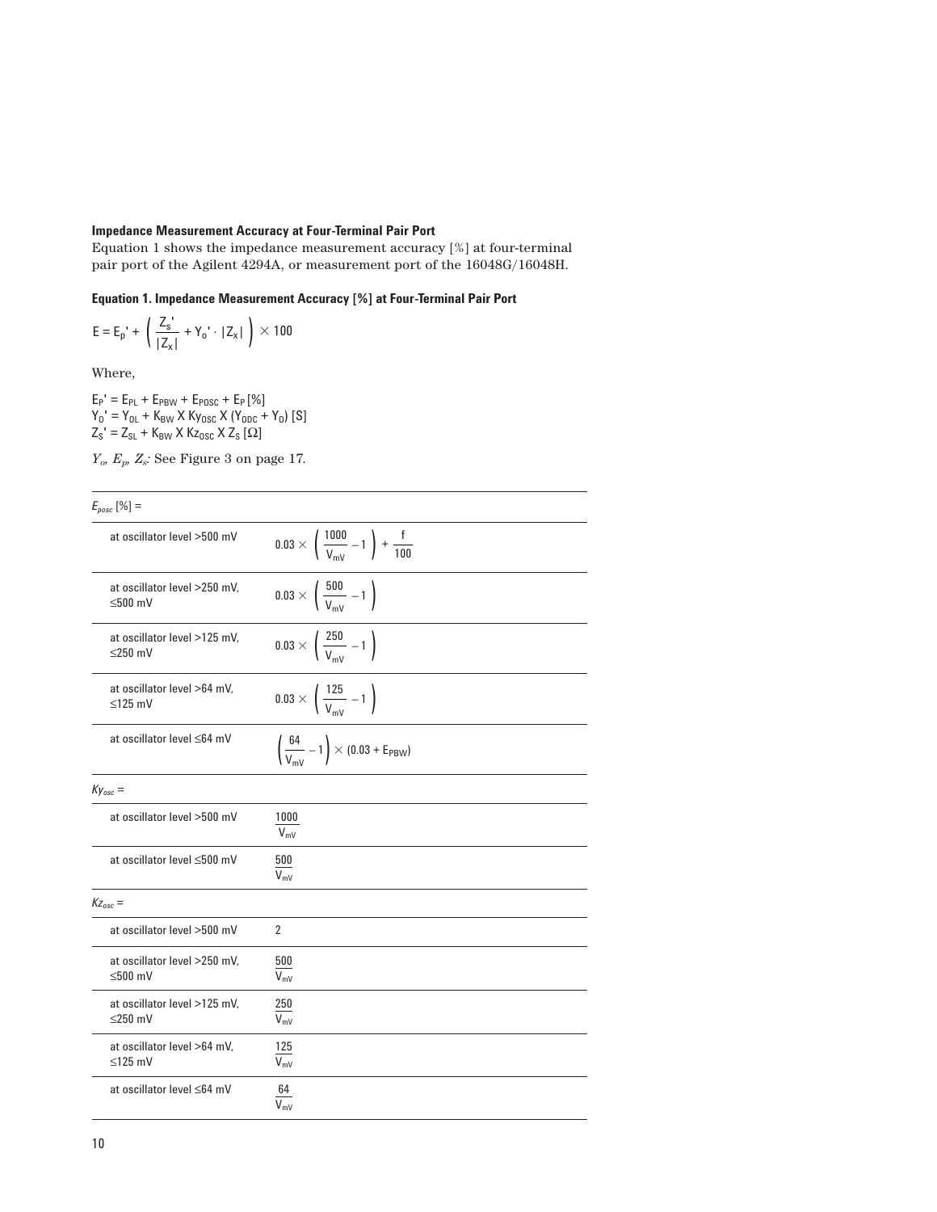### Impedance Measurement Accuracy at Four-Terminal Pair Port

Equation 1 shows the impedance measurement accuracy [%] at four-terminal pair port of the Agilent 4294A, or measurement port of the 16048G/16048H.

#### Equation 1. Impedance Measurement Accuracy [%] at Four-Terminal Pair Port

$$E = E_p' + \left( \frac{Z_s'}{|Z_x|} + Y_o' \cdot |Z_x| \right) \times 100$$

Where,

$E_P' = E_{PL} + E_{PBW} + E_{POSC} + E_P$ [%]
$Y_O' = Y_{OL} + K_{BW} \times Ky_{OSC} \times (Y_{ODC} + Y_O)$ [S]
$Z_S' = Z_{SL} + K_{BW} \times Kz_{OSC} \times Z_S$ [Ω]

$Y_o$, $E_p$, $Z_s$: See Figure 3 on page 17.

| $E_{posc}$ [%] = | |
|---|---|
| at oscillator level >500 mV | $0.03 \times \left( \frac{1000}{V_{mV}} - 1 \right) + \frac{f}{100}$ |
| at oscillator level >250 mV, ≤500 mV | $0.03 \times \left( \frac{500}{V_{mV}} - 1 \right)$ |
| at oscillator level >125 mV, ≤250 mV | $0.03 \times \left( \frac{250}{V_{mV}} - 1 \right)$ |
| at oscillator level >64 mV, ≤125 mV | $0.03 \times \left( \frac{125}{V_{mV}} - 1 \right)$ |
| at oscillator level ≤64 mV | $\left( \frac{64}{V_{mV}} - 1 \right) \times (0.03 + E_{PBW})$ |
| **$Ky_{osc}$ =** | |
| at oscillator level >500 mV | $\frac{1000}{V_{mV}}$ |
| at oscillator level ≤500 mV | $\frac{500}{V_{mV}}$ |
| **$Kz_{osc}$ =** | |
| at oscillator level >500 mV | 2 |
| at oscillator level >250 mV, ≤500 mV | $\frac{500}{V_{mV}}$ |
| at oscillator level >125 mV, ≤250 mV | $\frac{250}{V_{mV}}$ |
| at oscillator level >64 mV, ≤125 mV | $\frac{125}{V_{mV}}$ |
| at oscillator level ≤64 mV | $\frac{64}{V_{mV}}$ |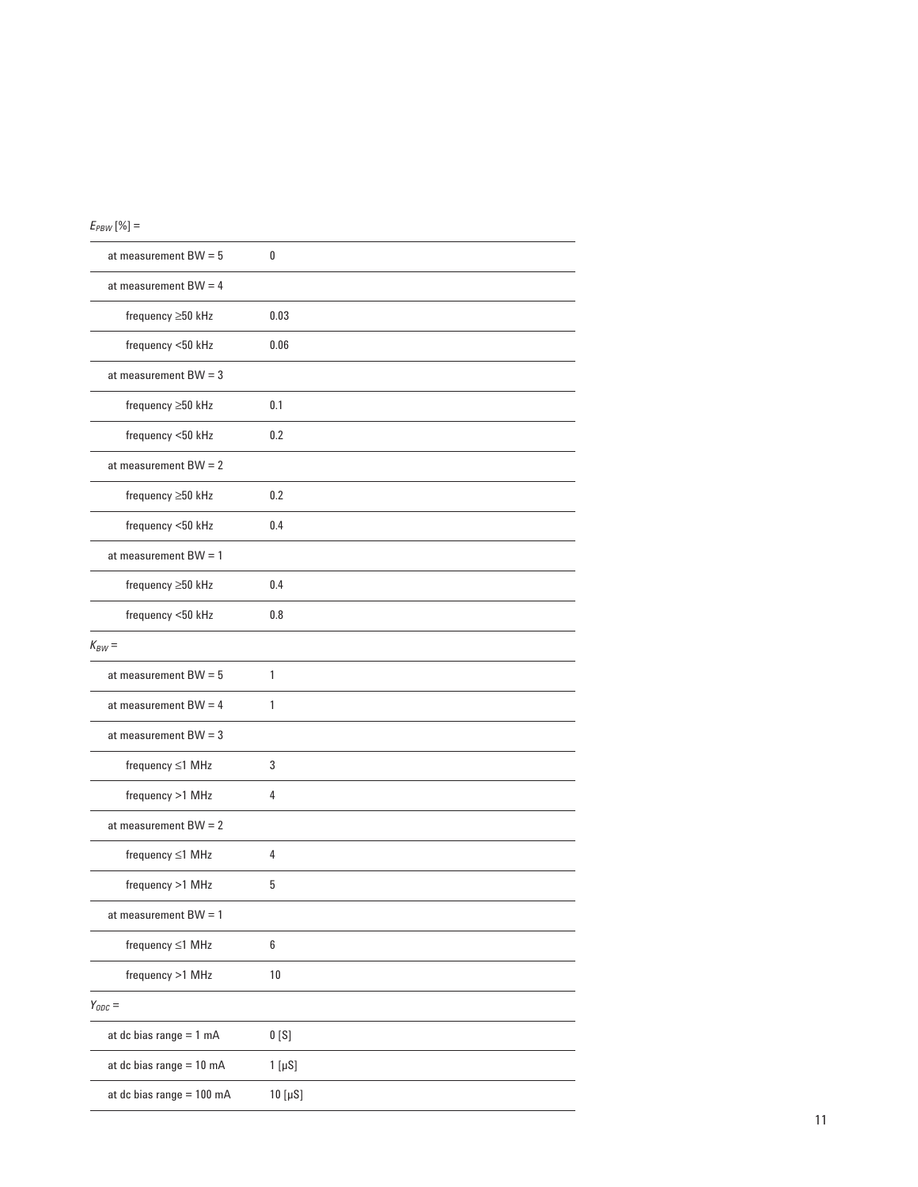$E_{PBW}$ [%] =

| | |
|---|---|
| at measurement BW = 5 | 0 |
| at measurement BW = 4 | |
| frequency ≥50 kHz | 0.03 |
| frequency <50 kHz | 0.06 |
| at measurement BW = 3 | |
| frequency ≥50 kHz | 0.1 |
| frequency <50 kHz | 0.2 |
| at measurement BW = 2 | |
| frequency ≥50 kHz | 0.2 |
| frequency <50 kHz | 0.4 |
| at measurement BW = 1 | |
| frequency ≥50 kHz | 0.4 |
| frequency <50 kHz | 0.8 |

$K_{BW}$ =

| | |
|---|---|
| at measurement BW = 5 | 1 |
| at measurement BW = 4 | 1 |
| at measurement BW = 3 | |
| frequency ≤1 MHz | 3 |
| frequency >1 MHz | 4 |
| at measurement BW = 2 | |
| frequency ≤1 MHz | 4 |
| frequency >1 MHz | 5 |
| at measurement BW = 1 | |
| frequency ≤1 MHz | 6 |
| frequency >1 MHz | 10 |

$Y_{ODC}$ =

| | |
|---|---|
| at dc bias range = 1 mA | 0 [S] |
| at dc bias range = 10 mA | 1 [μS] |
| at dc bias range = 100 mA | 10 [μS] |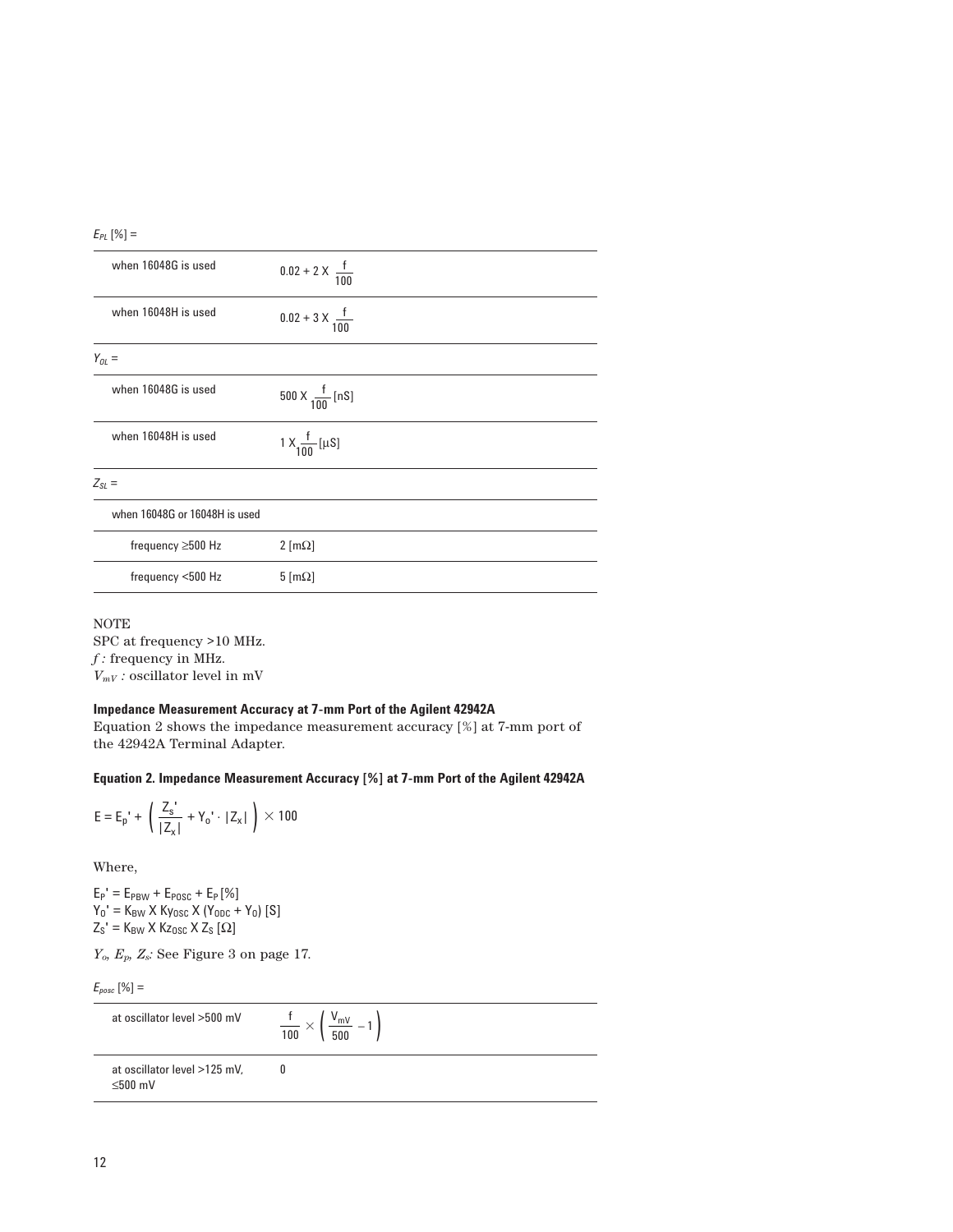$E_{PL}$ [%] =

| | |
|---|---|
| when 16048G is used | $0.02 + 2 \times \frac{f}{100}$ |
| when 16048H is used | $0.02 + 3 \times \frac{f}{100}$ |

$Y_{OL}$ =

| | |
|---|---|
| when 16048G is used | $500 \times \frac{f}{100}$ [nS] |
| when 16048H is used | $1 \times \frac{f}{100}$ [μS] |

$Z_{SL}$ =

| | |
|---|---|
| when 16048G or 16048H is used | |
| frequency ≥500 Hz | 2 [mΩ] |
| frequency <500 Hz | 5 [mΩ] |

NOTE
SPC at frequency >10 MHz.
$f$ : frequency in MHz.
$V_{mV}$ : oscillator level in mV

**Impedance Measurement Accuracy at 7-mm Port of the Agilent 42942A**

Equation 2 shows the impedance measurement accuracy [%] at 7-mm port of the 42942A Terminal Adapter.

**Equation 2. Impedance Measurement Accuracy [%] at 7-mm Port of the Agilent 42942A**

$$E = E_p' + \left( \frac{Z_s'}{|Z_x|} + Y_o' \cdot |Z_x| \right) \times 100$$

Where,

$E_P' = E_{PBW} + E_{POSC} + E_P$ [%]
$Y_O' = K_{BW} \times Ky_{OSC} \times (Y_{ODC} + Y_O)$ [S]
$Z_S' = K_{BW} \times Kz_{OSC} \times Z_S$ [Ω]

$Y_o$, $E_p$, $Z_s$: See Figure 3 on page 17.

$E_{posc}$ [%] =

| | |
|---|---|
| at oscillator level >500 mV | $\frac{f}{100} \times \left( \frac{V_{mV}}{500} - 1 \right)$ |
| at oscillator level >125 mV, ≤500 mV | 0 |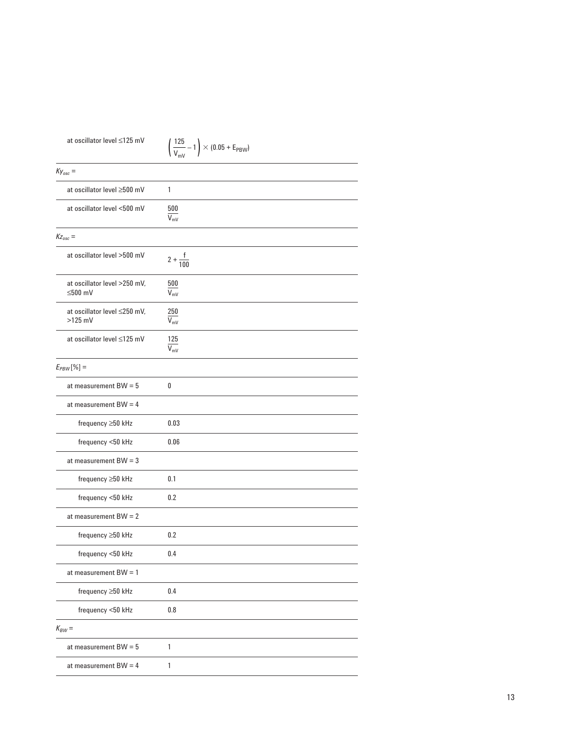| | |
|---|---|
| at oscillator level ≤125 mV | $\left(\frac{125}{V_{mV}} - 1\right) \times (0.05 + E_{PBW})$ |
| $Ky_{osc}$ = | |
| at oscillator level ≥500 mV | 1 |
| at oscillator level <500 mV | $\frac{500}{V_{mV}}$ |
| $Kz_{osc}$ = | |
| at oscillator level >500 mV | $2 + \frac{f}{100}$ |
| at oscillator level >250 mV, ≤500 mV | $\frac{500}{V_{mV}}$ |
| at oscillator level ≤250 mV, >125 mV | $\frac{250}{V_{mV}}$ |
| at oscillator level ≤125 mV | $\frac{125}{V_{mV}}$ |
| $E_{PBW}$ [%] = | |
| at measurement BW = 5 | 0 |
| at measurement BW = 4 | |
| frequency ≥50 kHz | 0.03 |
| frequency <50 kHz | 0.06 |
| at measurement BW = 3 | |
| frequency ≥50 kHz | 0.1 |
| frequency <50 kHz | 0.2 |
| at measurement BW = 2 | |
| frequency ≥50 kHz | 0.2 |
| frequency <50 kHz | 0.4 |
| at measurement BW = 1 | |
| frequency ≥50 kHz | 0.4 |
| frequency <50 kHz | 0.8 |
| $K_{BW}$ = | |
| at measurement BW = 5 | 1 |
| at measurement BW = 4 | 1 |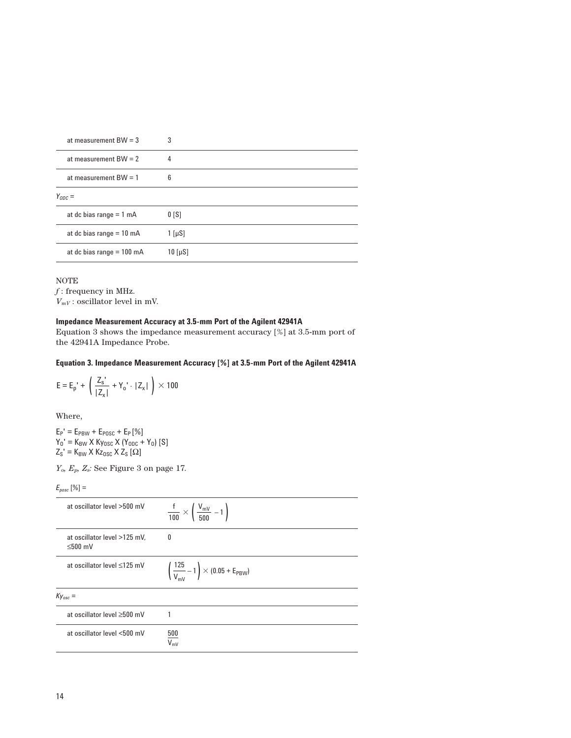| | |
|---|---|
| at measurement BW = 3 | 3 |
| at measurement BW = 2 | 4 |
| at measurement BW = 1 | 6 |
| $Y_{ODC}$ = | |
| at dc bias range = 1 mA | 0 [S] |
| at dc bias range = 10 mA | 1 [μS] |
| at dc bias range = 100 mA | 10 [μS] |

NOTE
$f$ : frequency in MHz.
$V_{mV}$ : oscillator level in mV.

**Impedance Measurement Accuracy at 3.5-mm Port of the Agilent 42941A**

Equation 3 shows the impedance measurement accuracy [%] at 3.5-mm port of the 42941A Impedance Probe.

**Equation 3. Impedance Measurement Accuracy [%] at 3.5-mm Port of the Agilent 42941A**

$$E = E_p' + \left( \frac{Z_s'}{|Z_x|} + Y_o' \cdot |Z_x| \right) \times 100$$

Where,

$E_P' = E_{PBW} + E_{POSC} + E_P$ [%]
$Y_O' = K_{BW} \times Ky_{OSC} \times (Y_{ODC} + Y_O)$ [S]
$Z_S' = K_{BW} \times Kz_{OSC} \times Z_S$ [Ω]

$Y_o$, $E_p$, $Z_s$: See Figure 3 on page 17.

| $E_{posc}$ [%] = | |
|---|---|
| at oscillator level >500 mV | $\frac{f}{100} \times \left( \frac{V_{mV}}{500} - 1 \right)$ |
| at oscillator level >125 mV, ≤500 mV | 0 |
| at oscillator level ≤125 mV | $\left( \frac{125}{V_{mV}} - 1 \right) \times (0.05 + E_{PBW})$ |
| $Ky_{osc}$ = | |
| at oscillator level ≥500 mV | 1 |
| at oscillator level <500 mV | $\frac{500}{V_{mV}}$ |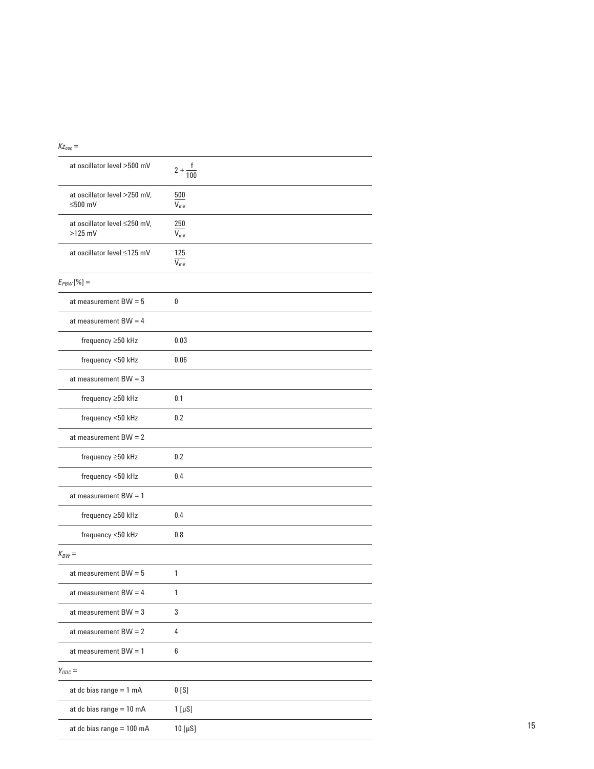| $Kz_{osc}$ = | |
|---|---|
| at oscillator level >500 mV | $2 + \frac{f}{100}$ |
| at oscillator level >250 mV, ≤500 mV | $\frac{500}{V_{mV}}$ |
| at oscillator level ≤250 mV, >125 mV | $\frac{250}{V_{mV}}$ |
| at oscillator level ≤125 mV | $\frac{125}{V_{mV}}$ |
| $E_{PBW}$ [%] = | |
| at measurement BW = 5 | 0 |
| at measurement BW = 4 | |
| frequency ≥50 kHz | 0.03 |
| frequency <50 kHz | 0.06 |
| at measurement BW = 3 | |
| frequency ≥50 kHz | 0.1 |
| frequency <50 kHz | 0.2 |
| at measurement BW = 2 | |
| frequency ≥50 kHz | 0.2 |
| frequency <50 kHz | 0.4 |
| at measurement BW = 1 | |
| frequency ≥50 kHz | 0.4 |
| frequency <50 kHz | 0.8 |
| $K_{BW}$ = | |
| at measurement BW = 5 | 1 |
| at measurement BW = 4 | 1 |
| at measurement BW = 3 | 3 |
| at measurement BW = 2 | 4 |
| at measurement BW = 1 | 6 |
| $Y_{ODC}$ = | |
| at dc bias range = 1 mA | 0 [S] |
| at dc bias range = 10 mA | 1 [μS] |
| at dc bias range = 100 mA | 10 [μS] |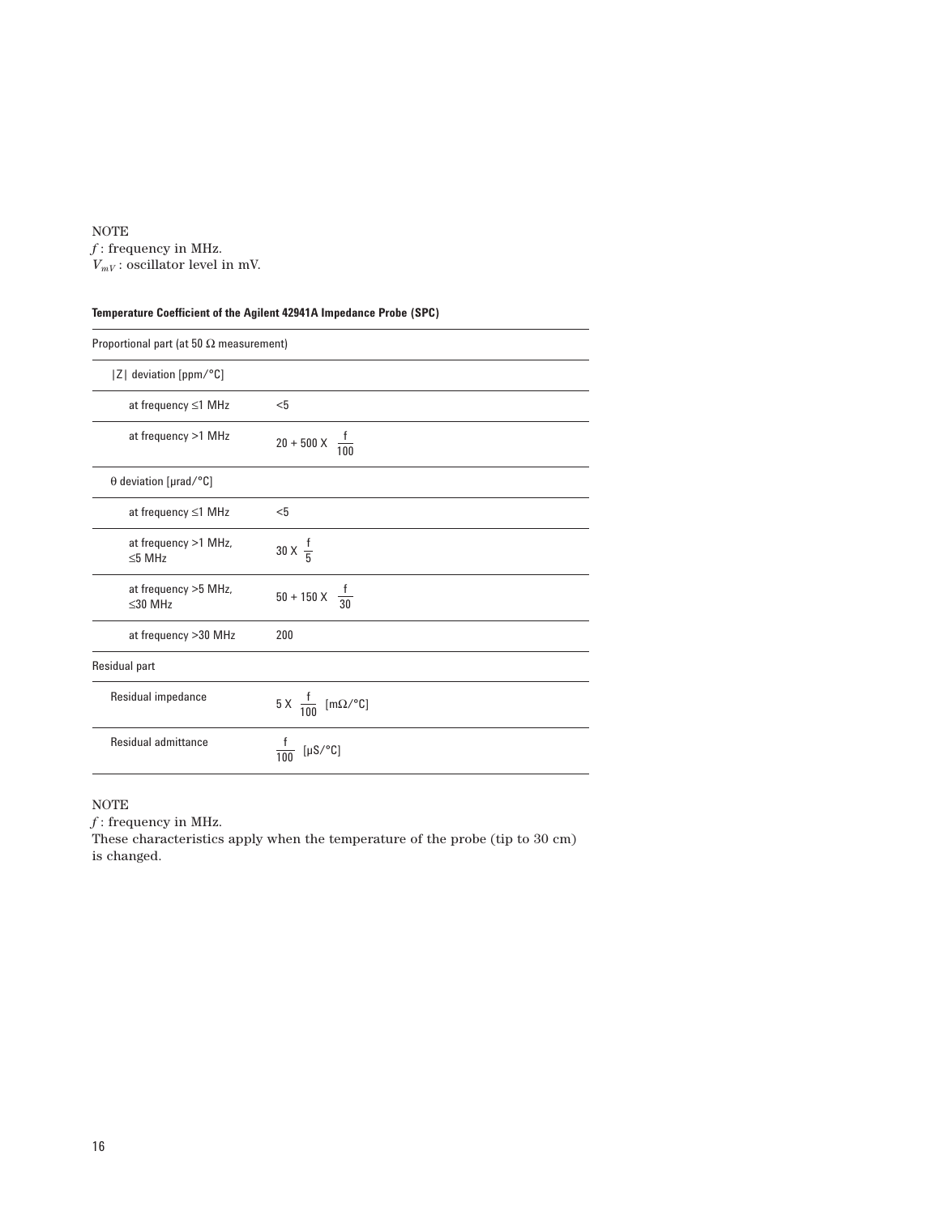NOTE
$f$ : frequency in MHz.
$V_{mV}$ : oscillator level in mV.

**Temperature Coefficient of the Agilent 42941A Impedance Probe (SPC)**

| | |
|---|---|
| Proportional part (at 50 Ω measurement) | |
| \|Z\| deviation [ppm/°C] | |
| at frequency ≤1 MHz | <5 |
| at frequency >1 MHz | $20 + 500 \times \frac{f}{100}$ |
| θ deviation [μrad/°C] | |
| at frequency ≤1 MHz | <5 |
| at frequency >1 MHz, ≤5 MHz | $30 \times \frac{f}{5}$ |
| at frequency >5 MHz, ≤30 MHz | $50 + 150 \times \frac{f}{30}$ |
| at frequency >30 MHz | 200 |
| Residual part | |
| Residual impedance | $5 \times \frac{f}{100}$ [mΩ/°C] |
| Residual admittance | $\frac{f}{100}$ [μS/°C] |

NOTE
$f$ : frequency in MHz.
These characteristics apply when the temperature of the probe (tip to 30 cm) is changed.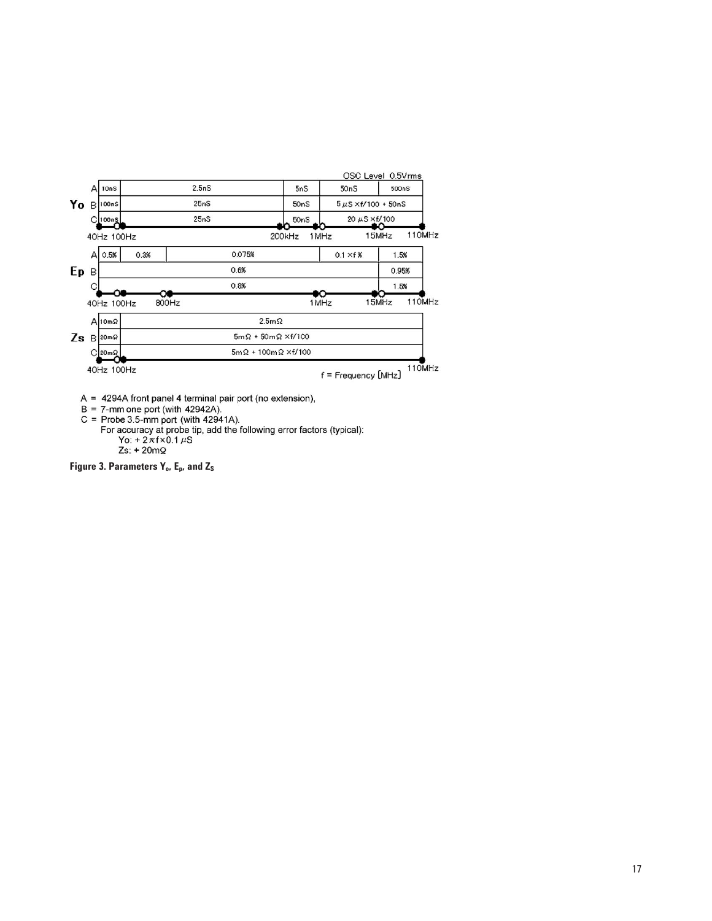OSC Level 0.5Vrms

**Yo**

| | 40Hz–100Hz | 100Hz–200kHz | 200kHz–1MHz | 1MHz–15MHz | 15MHz–110MHz |
|---|---|---|---|---|---|
| A | 10nS | 2.5nS | 5nS | 50nS | 500nS |
| B | 100nS | 25nS | 50nS | 5 µS ×f/100 + 50nS | |
| C | 100nS | 25nS | 50nS | 20 µS ×f/100 | |

**Ep**

| | 40Hz–100Hz | 100Hz–800Hz | 800Hz–1MHz | 1MHz–15MHz | 15MHz–110MHz |
|---|---|---|---|---|---|
| A | 0.5% | 0.3% | 0.075% | 0.1 ×f % | 1.5% |
| B | 0.6% | | | | 0.95% |
| C | 0.8% | | | | 1.5% |

**Zs**

| | 40Hz–100Hz | 100Hz–110MHz |
|---|---|---|
| A | 10mΩ | 2.5mΩ |
| B | 20mΩ | 5mΩ + 50mΩ ×f/100 |
| C | 20mΩ | 5mΩ + 100mΩ ×f/100 |

f = Frequency [MHz]

A = 4294A front panel 4 terminal pair port (no extension),
B = 7-mm one port (with 42942A).
C = Probe 3.5-mm port (with 42941A).
For accuracy at probe tip, add the following error factors (typical):
Yo: + $2\pi f \times 0.1$ µS
Zs: + 20mΩ

**Figure 3. Parameters $Y_o$, $E_p$, and $Z_S$**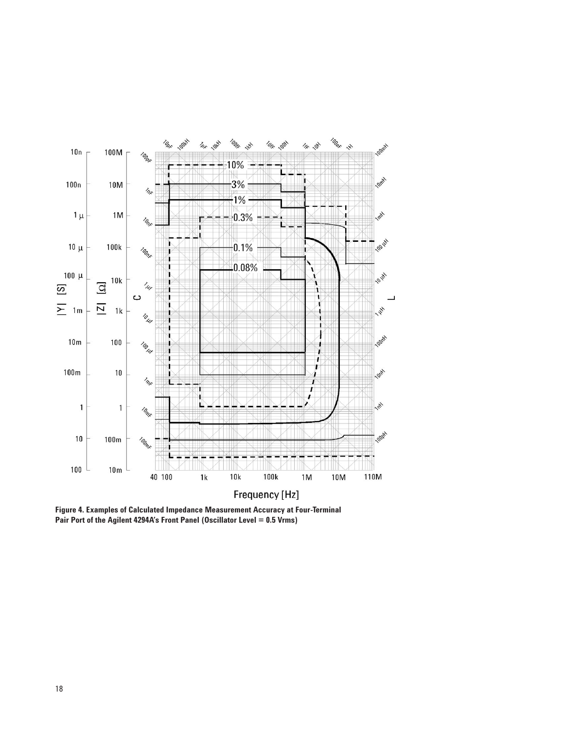Figure 4. Examples of Calculated Impedance Measurement Accuracy at Four-Terminal Pair Port of the Agilent 4294A's Front Panel (Oscillator Level = 0.5 Vrms)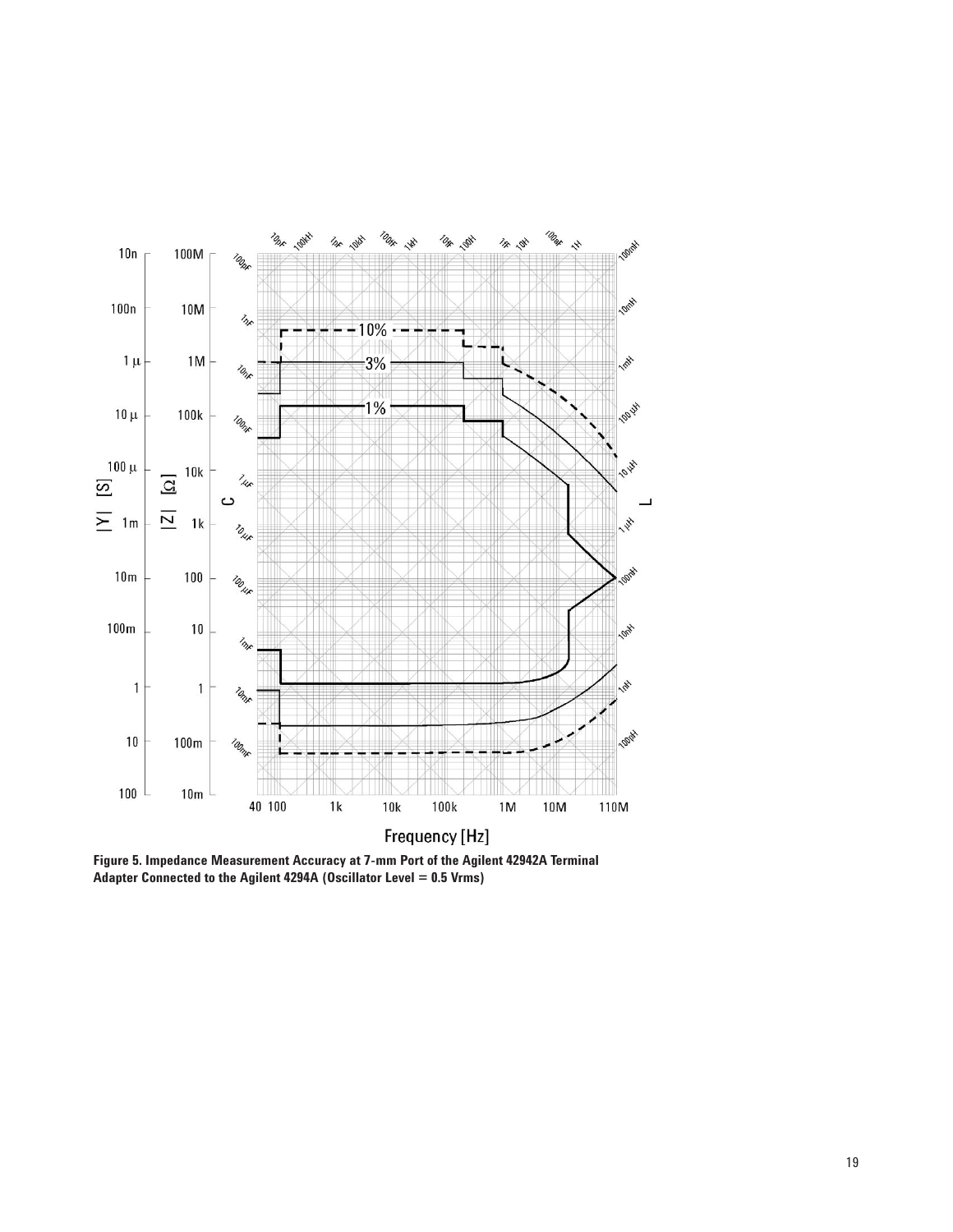**Figure 5. Impedance Measurement Accuracy at 7-mm Port of the Agilent 42942A Terminal Adapter Connected to the Agilent 4294A (Oscillator Level = 0.5 Vrms)**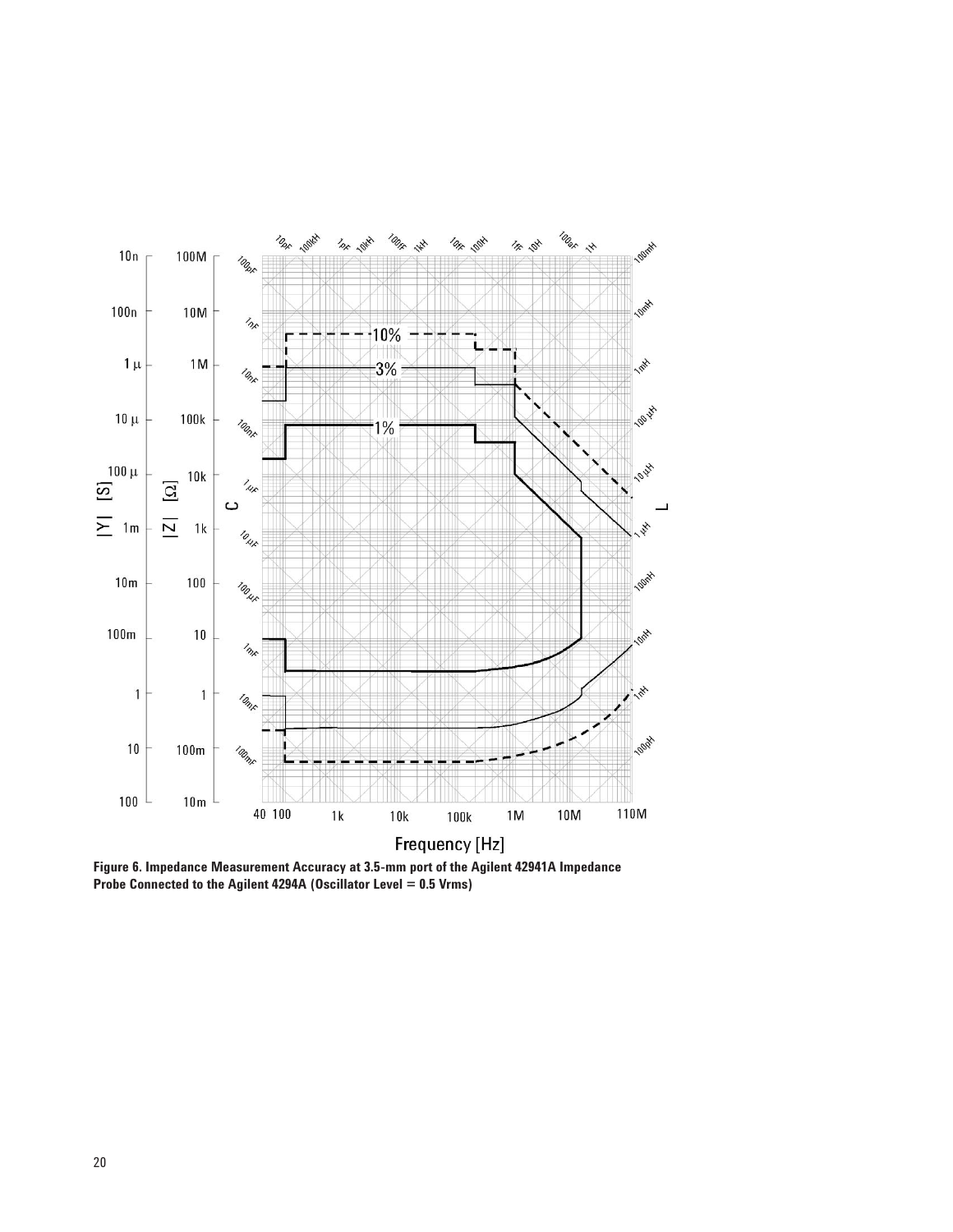**Figure 6. Impedance Measurement Accuracy at 3.5-mm port of the Agilent 42941A Impedance Probe Connected to the Agilent 4294A (Oscillator Level = 0.5 Vrms)**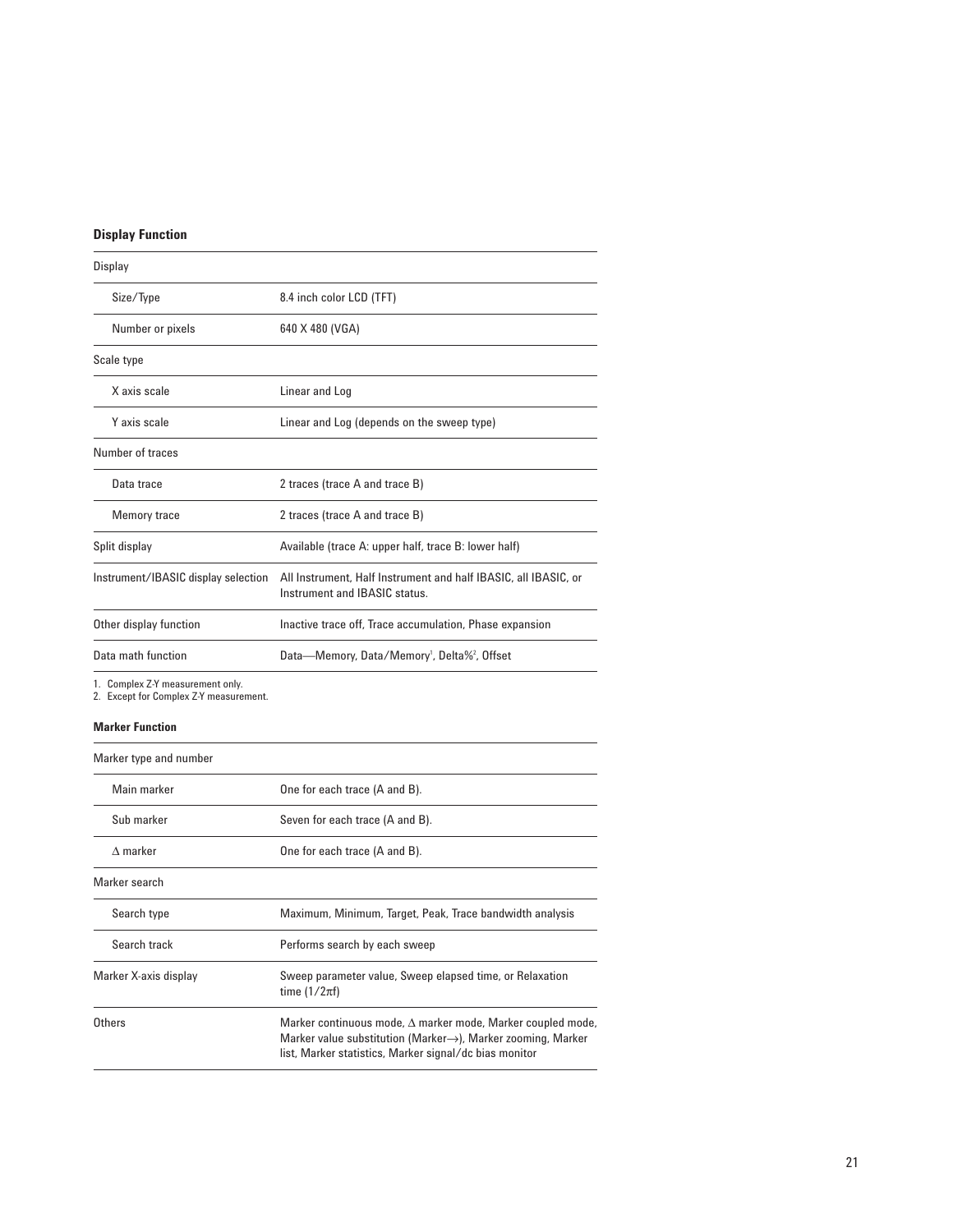**Display Function**

| Display | |
|---|---|
| Size/Type | 8.4 inch color LCD (TFT) |
| Number or pixels | 640 X 480 (VGA) |
| Scale type | |
| X axis scale | Linear and Log |
| Y axis scale | Linear and Log (depends on the sweep type) |
| Number of traces | |
| Data trace | 2 traces (trace A and trace B) |
| Memory trace | 2 traces (trace A and trace B) |
| Split display | Available (trace A: upper half, trace B: lower half) |
| Instrument/IBASIC display selection | All Instrument, Half Instrument and half IBASIC, all IBASIC, or Instrument and IBASIC status. |
| Other display function | Inactive trace off, Trace accumulation, Phase expansion |
| Data math function | Data—Memory, Data/Memory[1], Delta%[2], Offset |

1. Complex Z-Y measurement only.
2. Except for Complex Z-Y measurement.

**Marker Function**

| Marker type and number | |
|---|---|
| Main marker | One for each trace (A and B). |
| Sub marker | Seven for each trace (A and B). |
| $\Delta$ marker | One for each trace (A and B). |
| Marker search | |
| Search type | Maximum, Minimum, Target, Peak, Trace bandwidth analysis |
| Search track | Performs search by each sweep |
| Marker X-axis display | Sweep parameter value, Sweep elapsed time, or Relaxation time ($1/2\pi f$) |
| Others | Marker continuous mode, $\Delta$ marker mode, Marker coupled mode, Marker value substitution (Marker→), Marker zooming, Marker list, Marker statistics, Marker signal/dc bias monitor |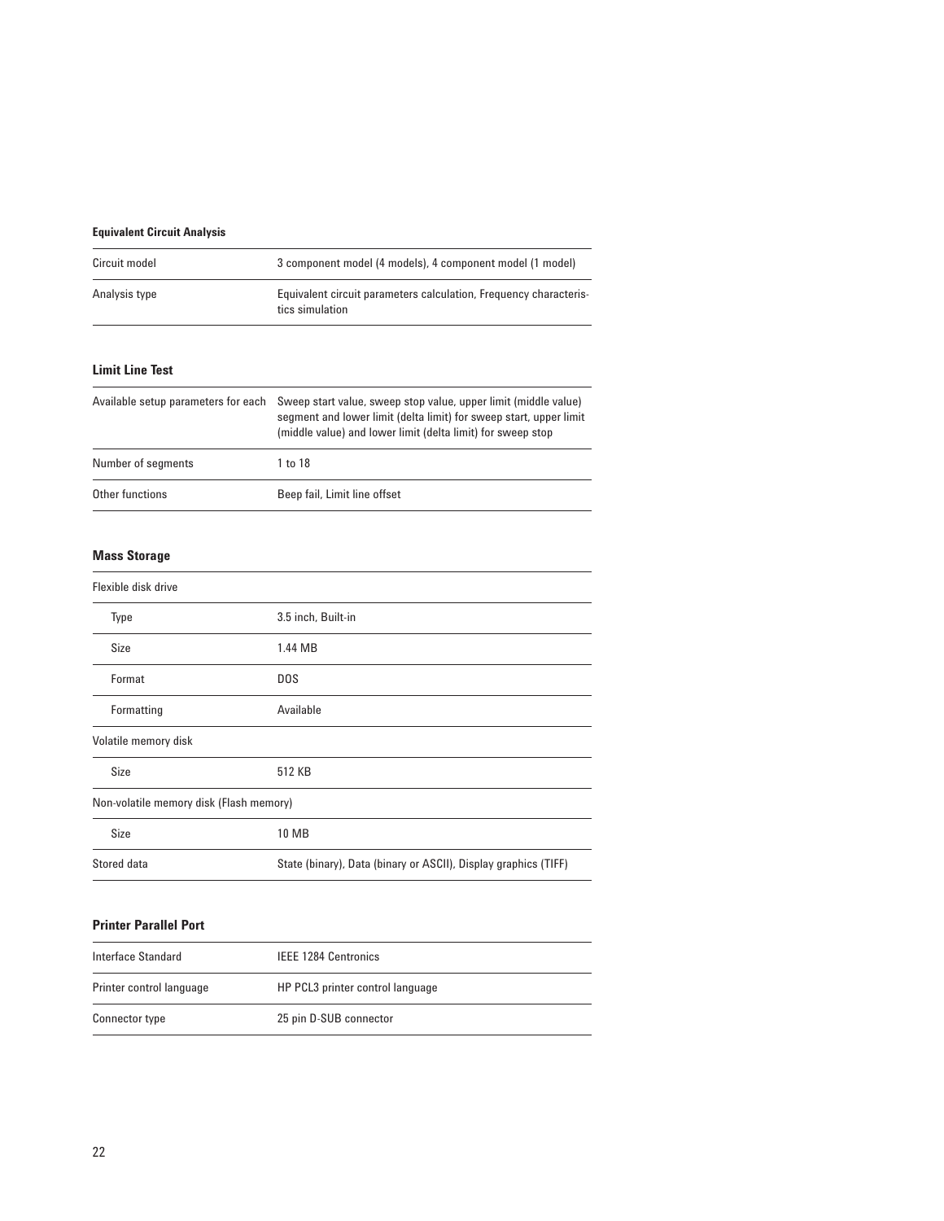### Equivalent Circuit Analysis

| | |
|---|---|
| Circuit model | 3 component model (4 models), 4 component model (1 model) |
| Analysis type | Equivalent circuit parameters calculation, Frequency characteristics simulation |

### Limit Line Test

| | |
|---|---|
| Available setup parameters for each | Sweep start value, sweep stop value, upper limit (middle value) segment and lower limit (delta limit) for sweep start, upper limit (middle value) and lower limit (delta limit) for sweep stop |
| Number of segments | 1 to 18 |
| Other functions | Beep fail, Limit line offset |

### Mass Storage

| | |
|---|---|
| Flexible disk drive | |
| Type | 3.5 inch, Built-in |
| Size | 1.44 MB |
| Format | DOS |
| Formatting | Available |
| Volatile memory disk | |
| Size | 512 KB |
| Non-volatile memory disk (Flash memory) | |
| Size | 10 MB |
| Stored data | State (binary), Data (binary or ASCII), Display graphics (TIFF) |

### Printer Parallel Port

| | |
|---|---|
| Interface Standard | IEEE 1284 Centronics |
| Printer control language | HP PCL3 printer control language |
| Connector type | 25 pin D-SUB connector |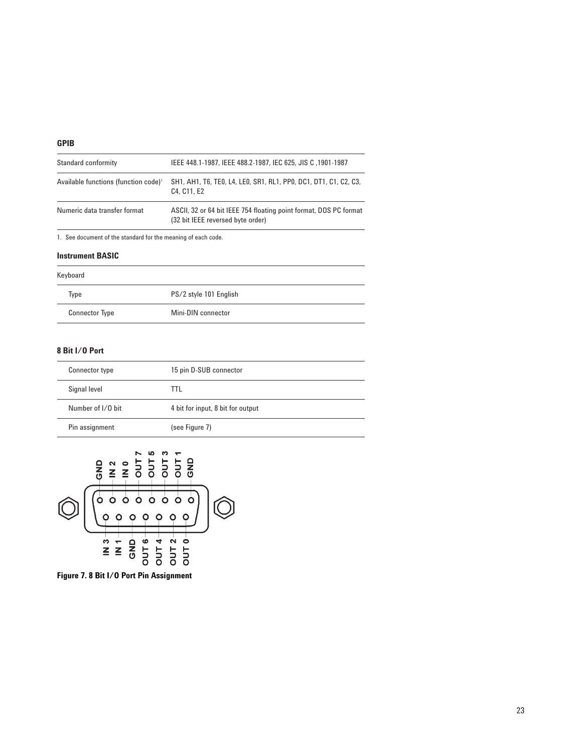### GPIB

| | |
|---|---|
| Standard conformity | IEEE 448.1-1987, IEEE 488.2-1987, IEC 625, JIS C ,1901-1987 |
| Available functions (function code)[1] | SH1, AH1, T6, TE0, L4, LE0, SR1, RL1, PP0, DC1, DT1, C1, C2, C3, C4, C11, E2 |
| Numeric data transfer format | ASCII, 32 or 64 bit IEEE 754 floating point format, DOS PC format (32 bit IEEE reversed byte order) |

1. See document of the standard for the meaning of each code.

### Instrument BASIC

| | |
|---|---|
| Keyboard | |
| Type | PS/2 style 101 English |
| Connector Type | Mini-DIN connector |

### 8 Bit I/O Port

| | |
|---|---|
| Connector type | 15 pin D-SUB connector |
| Signal level | TTL |
| Number of I/O bit | 4 bit for input, 8 bit for output |
| Pin assignment | (see Figure 7) |

GND IN 2 IN 0 OUT 7 OUT 5 OUT 3 OUT 1 GND

IN 3 IN 1 GND OUT 6 OUT 4 OUT 2 OUT 0

**Figure 7. 8 Bit I/O Port Pin Assignment**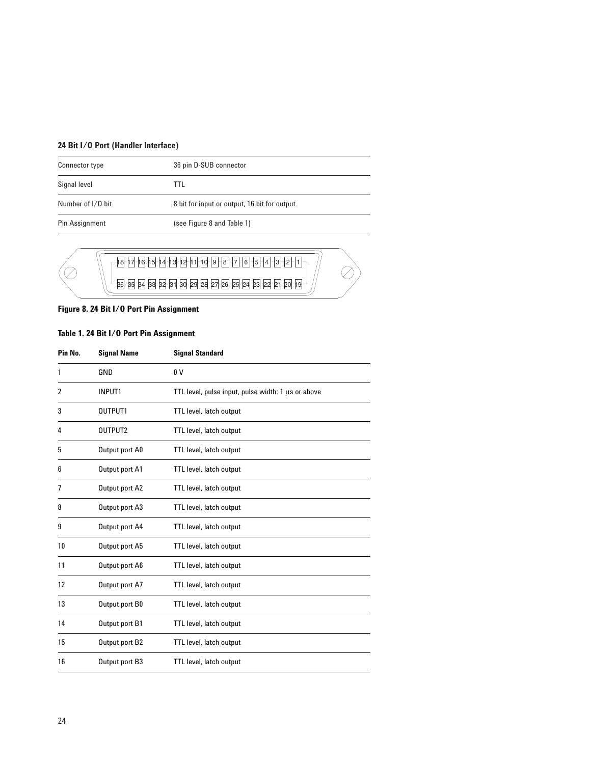### 24 Bit I/O Port (Handler Interface)

| | |
|---|---|
| Connector type | 36 pin D-SUB connector |
| Signal level | TTL |
| Number of I/O bit | 8 bit for input or output, 16 bit for output |
| Pin Assignment | (see Figure 8 and Table 1) |

**Figure 8. 24 Bit I/O Port Pin Assignment**

**Table 1. 24 Bit I/O Port Pin Assignment**

| Pin No. | Signal Name | Signal Standard |
|---|---|---|
| 1 | GND | 0 V |
| 2 | INPUT1 | TTL level, pulse input, pulse width: 1 µs or above |
| 3 | OUTPUT1 | TTL level, latch output |
| 4 | OUTPUT2 | TTL level, latch output |
| 5 | Output port A0 | TTL level, latch output |
| 6 | Output port A1 | TTL level, latch output |
| 7 | Output port A2 | TTL level, latch output |
| 8 | Output port A3 | TTL level, latch output |
| 9 | Output port A4 | TTL level, latch output |
| 10 | Output port A5 | TTL level, latch output |
| 11 | Output port A6 | TTL level, latch output |
| 12 | Output port A7 | TTL level, latch output |
| 13 | Output port B0 | TTL level, latch output |
| 14 | Output port B1 | TTL level, latch output |
| 15 | Output port B2 | TTL level, latch output |
| 16 | Output port B3 | TTL level, latch output |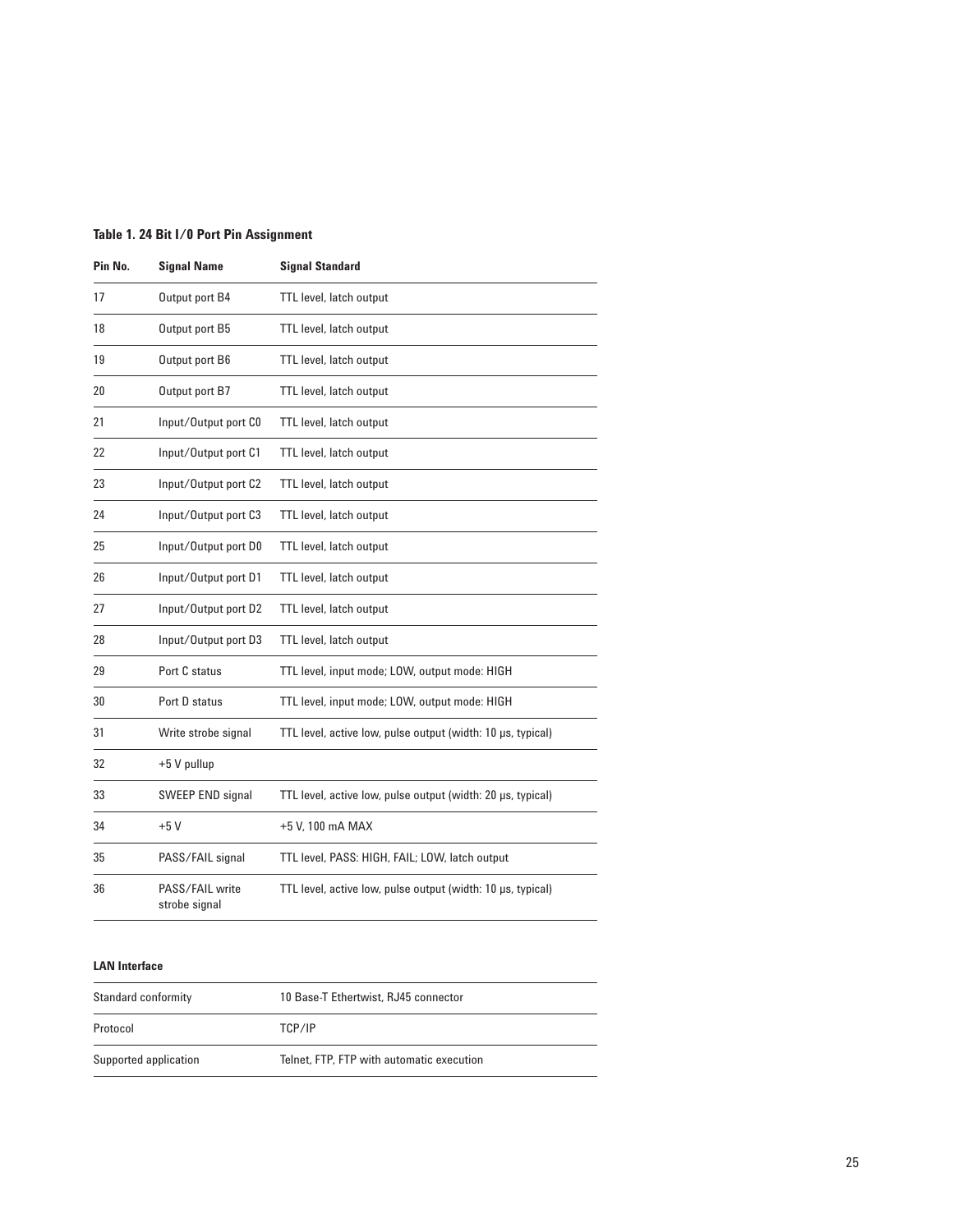**Table 1. 24 Bit I/O Port Pin Assignment**

| Pin No. | Signal Name | Signal Standard |
|---|---|---|
| 17 | Output port B4 | TTL level, latch output |
| 18 | Output port B5 | TTL level, latch output |
| 19 | Output port B6 | TTL level, latch output |
| 20 | Output port B7 | TTL level, latch output |
| 21 | Input/Output port C0 | TTL level, latch output |
| 22 | Input/Output port C1 | TTL level, latch output |
| 23 | Input/Output port C2 | TTL level, latch output |
| 24 | Input/Output port C3 | TTL level, latch output |
| 25 | Input/Output port D0 | TTL level, latch output |
| 26 | Input/Output port D1 | TTL level, latch output |
| 27 | Input/Output port D2 | TTL level, latch output |
| 28 | Input/Output port D3 | TTL level, latch output |
| 29 | Port C status | TTL level, input mode; LOW, output mode: HIGH |
| 30 | Port D status | TTL level, input mode; LOW, output mode: HIGH |
| 31 | Write strobe signal | TTL level, active low, pulse output (width: 10 μs, typical) |
| 32 | +5 V pullup | |
| 33 | SWEEP END signal | TTL level, active low, pulse output (width: 20 μs, typical) |
| 34 | +5 V | +5 V, 100 mA MAX |
| 35 | PASS/FAIL signal | TTL level, PASS: HIGH, FAIL; LOW, latch output |
| 36 | PASS/FAIL write strobe signal | TTL level, active low, pulse output (width: 10 μs, typical) |

**LAN Interface**

| | |
|---|---|
| Standard conformity | 10 Base-T Ethertwist, RJ45 connector |
| Protocol | TCP/IP |
| Supported application | Telnet, FTP, FTP with automatic execution |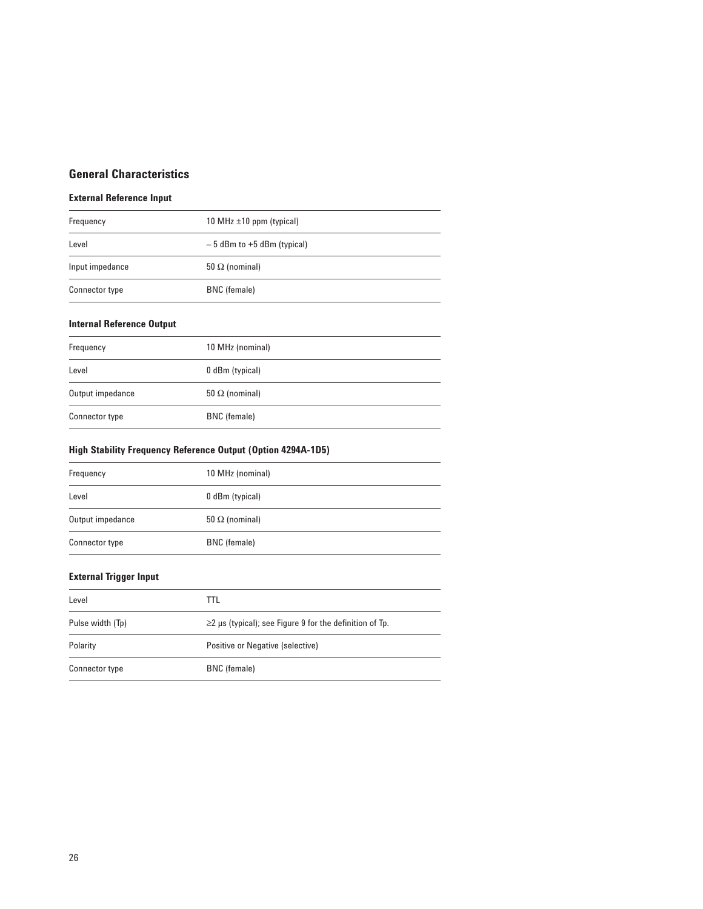## General Characteristics

### External Reference Input

| | |
|---|---|
| Frequency | 10 MHz ±10 ppm (typical) |
| Level | – 5 dBm to +5 dBm (typical) |
| Input impedance | 50 Ω (nominal) |
| Connector type | BNC (female) |

### Internal Reference Output

| | |
|---|---|
| Frequency | 10 MHz (nominal) |
| Level | 0 dBm (typical) |
| Output impedance | 50 Ω (nominal) |
| Connector type | BNC (female) |

### High Stability Frequency Reference Output (Option 4294A-1D5)

| | |
|---|---|
| Frequency | 10 MHz (nominal) |
| Level | 0 dBm (typical) |
| Output impedance | 50 Ω (nominal) |
| Connector type | BNC (female) |

### External Trigger Input

| | |
|---|---|
| Level | TTL |
| Pulse width (Tp) | ≥2 μs (typical); see Figure 9 for the definition of Tp. |
| Polarity | Positive or Negative (selective) |
| Connector type | BNC (female) |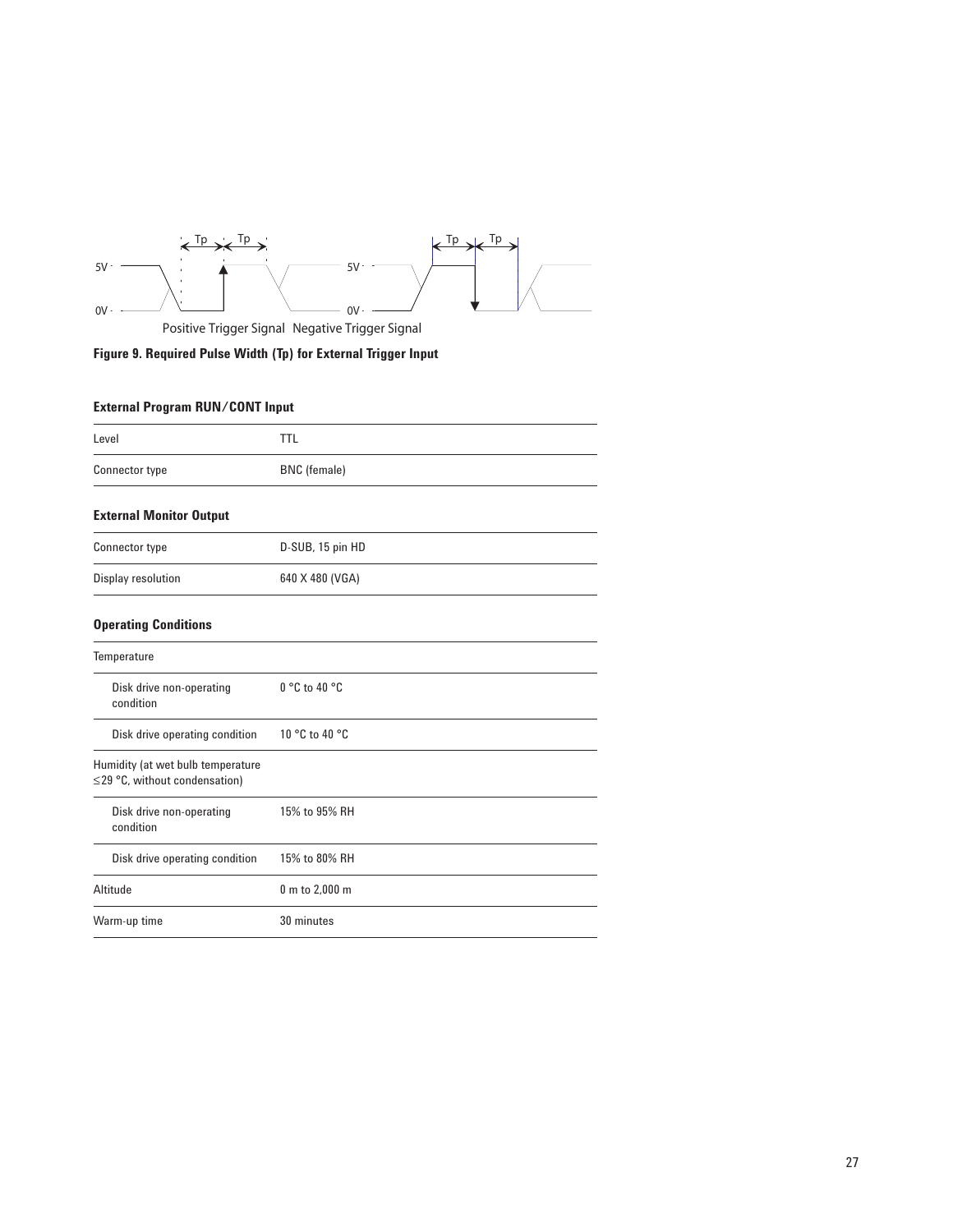Positive Trigger Signal Negative Trigger Signal

**Figure 9. Required Pulse Width (Tp) for External Trigger Input**

### External Program RUN/CONT Input

| | |
|---|---|
| Level | TTL |
| Connector type | BNC (female) |

### External Monitor Output

| | |
|---|---|
| Connector type | D-SUB, 15 pin HD |
| Display resolution | 640 X 480 (VGA) |

### Operating Conditions

| | |
|---|---|
| Temperature | |
| Disk drive non-operating condition | 0 °C to 40 °C |
| Disk drive operating condition | 10 °C to 40 °C |
| Humidity (at wet bulb temperature ≤29 °C, without condensation) | |
| Disk drive non-operating condition | 15% to 95% RH |
| Disk drive operating condition | 15% to 80% RH |
| Altitude | 0 m to 2,000 m |
| Warm-up time | 30 minutes |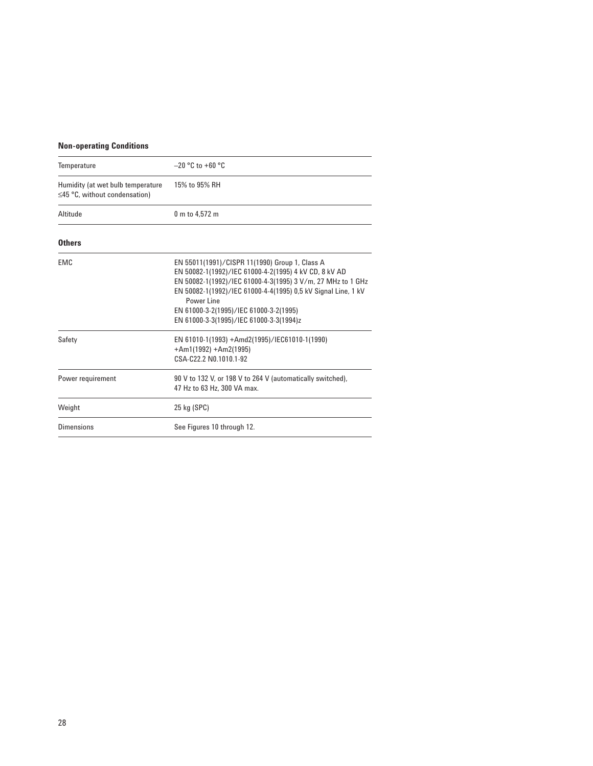### Non-operating Conditions

| | |
|---|---|
| Temperature | –20 °C to +60 °C |
| Humidity (at wet bulb temperature ≤45 °C, without condensation) | 15% to 95% RH |
| Altitude | 0 m to 4,572 m |

### Others

| | |
|---|---|
| EMC | EN 55011(1991)/CISPR 11(1990) Group 1, Class A<br>EN 50082-1(1992)/IEC 61000-4-2(1995) 4 kV CD, 8 kV AD<br>EN 50082-1(1992)/IEC 61000-4-3(1995) 3 V/m, 27 MHz to 1 GHz<br>EN 50082-1(1992)/IEC 61000-4-4(1995) 0,5 kV Signal Line, 1 kV Power Line<br>EN 61000-3-2(1995)/IEC 61000-3-2(1995)<br>EN 61000-3-3(1995)/IEC 61000-3-3(1994)z |
| Safety | EN 61010-1(1993) +Amd2(1995)/IEC61010-1(1990) +Am1(1992) +Am2(1995)<br>CSA-C22.2 N0.1010.1-92 |
| Power requirement | 90 V to 132 V, or 198 V to 264 V (automatically switched), 47 Hz to 63 Hz, 300 VA max. |
| Weight | 25 kg (SPC) |
| Dimensions | See Figures 10 through 12. |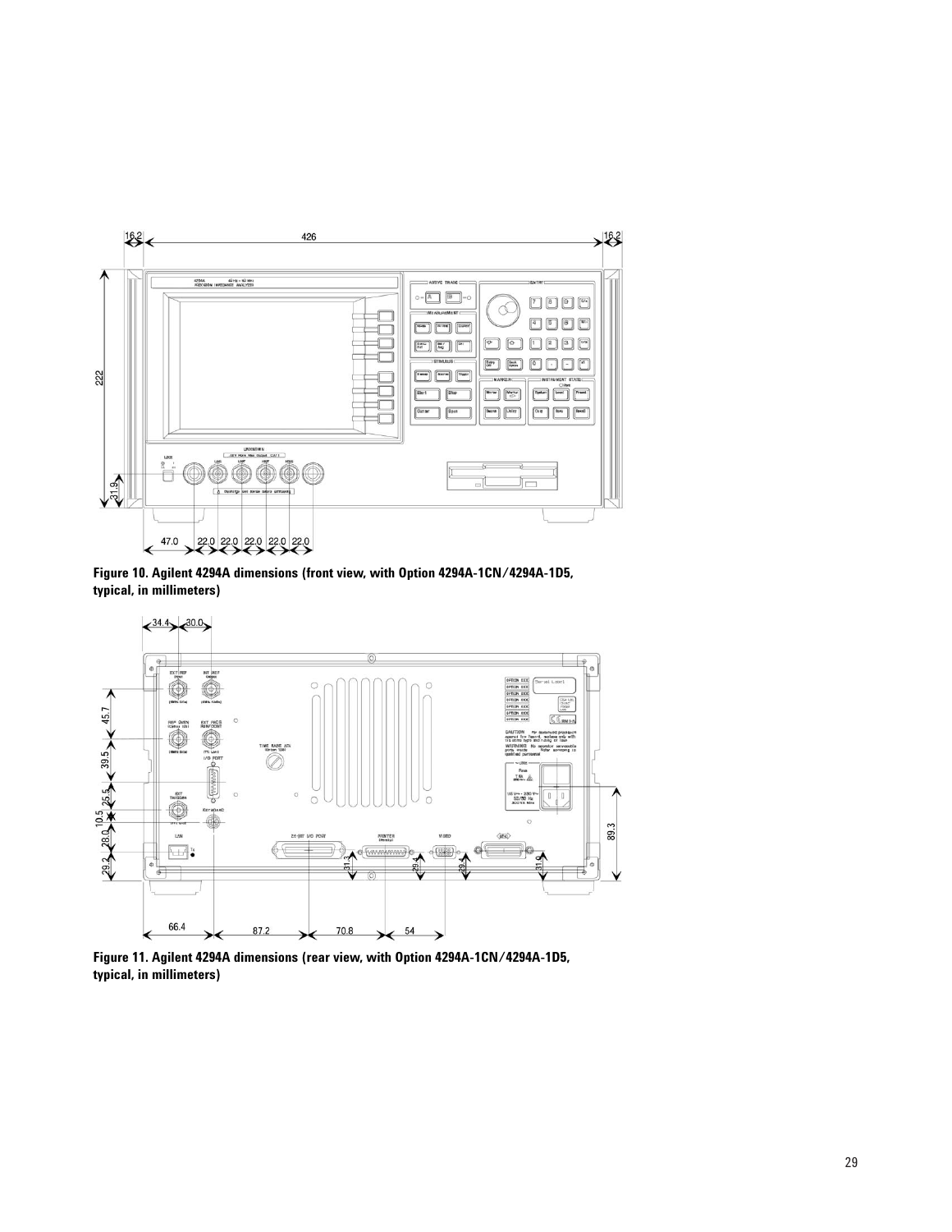**Figure 10. Agilent 4294A dimensions (front view, with Option 4294A-1CN/4294A-1D5, typical, in millimeters)**

**Figure 11. Agilent 4294A dimensions (rear view, with Option 4294A-1CN/4294A-1D5, typical, in millimeters)**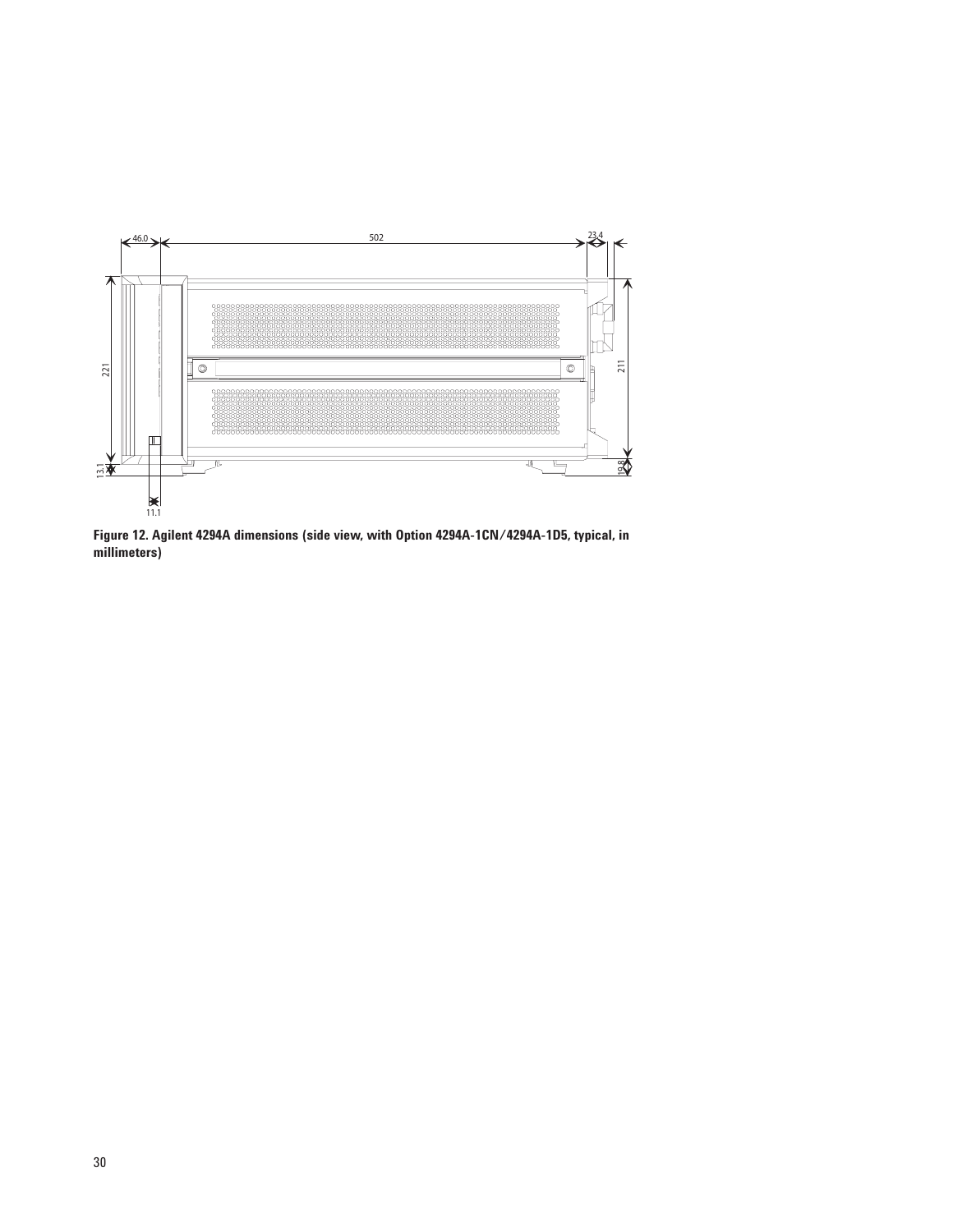**Figure 12. Agilent 4294A dimensions (side view, with Option 4294A-1CN/4294A-1D5, typical, in millimeters)**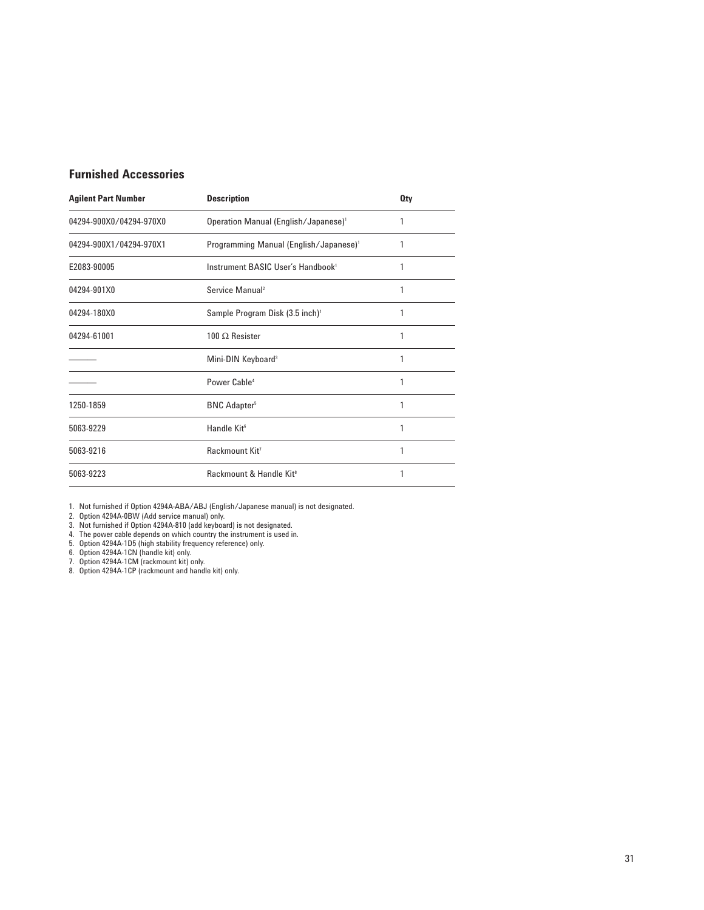## Furnished Accessories

| Agilent Part Number | Description | Qty |
|---|---|---|
| 04294-900X0/04294-970X0 | Operation Manual (English/Japanese)[1] | 1 |
| 04294-900X1/04294-970X1 | Programming Manual (English/Japanese)[1] | 1 |
| E2083-90005 | Instrument BASIC User's Handbook[1] | 1 |
| 04294-901X0 | Service Manual[2] | 1 |
| 04294-180X0 | Sample Program Disk (3.5 inch)[1] | 1 |
| 04294-61001 | 100 Ω Resister | 1 |
| ——— | Mini-DIN Keyboard[3] | 1 |
| ——— | Power Cable[4] | 1 |
| 1250-1859 | BNC Adapter[5] | 1 |
| 5063-9229 | Handle Kit[6] | 1 |
| 5063-9216 | Rackmount Kit[7] | 1 |
| 5063-9223 | Rackmount & Handle Kit[8] | 1 |

1. Not furnished if Option 4294A-ABA/ABJ (English/Japanese manual) is not designated.
2. Option 4294A-0BW (Add service manual) only.
3. Not furnished if Option 4294A-810 (add keyboard) is not designated.
4. The power cable depends on which country the instrument is used in.
5. Option 4294A-1D5 (high stability frequency reference) only.
6. Option 4294A-1CN (handle kit) only.
7. Option 4294A-1CM (rackmount kit) only.
8. Option 4294A-1CP (rackmount and handle kit) only.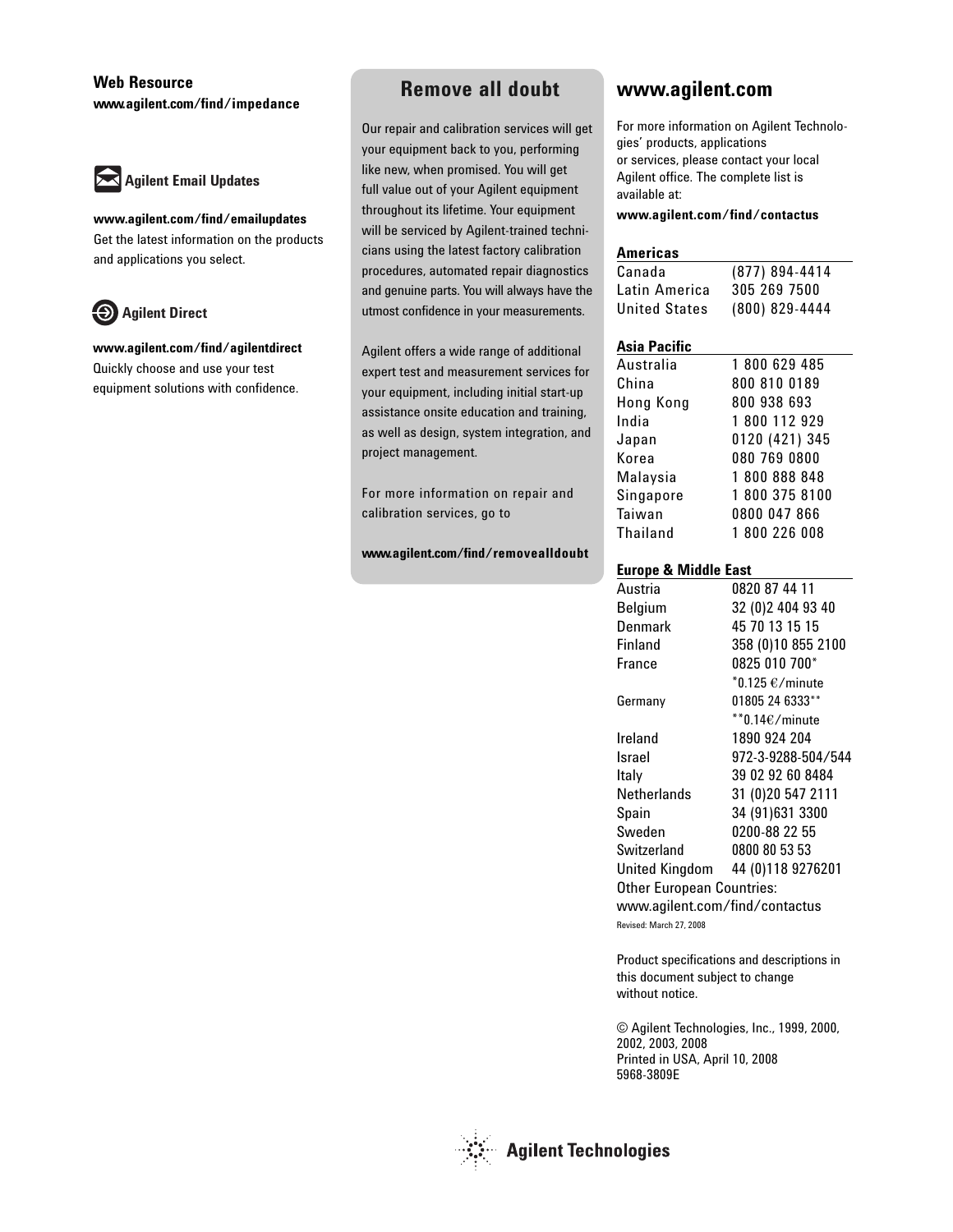**Web Resource**

**www.agilent.com/find/impedance**

**Agilent Email Updates**

**www.agilent.com/find/emailupdates**

Get the latest information on the products and applications you select.

**Agilent Direct**

**www.agilent.com/find/agilentdirect**

Quickly choose and use your test equipment solutions with confidence.

## Remove all doubt

Our repair and calibration services will get your equipment back to you, performing like new, when promised. You will get full value out of your Agilent equipment throughout its lifetime. Your equipment will be serviced by Agilent-trained technicians using the latest factory calibration procedures, automated repair diagnostics and genuine parts. You will always have the utmost confidence in your measurements.

Agilent offers a wide range of additional expert test and measurement services for your equipment, including initial start-up assistance onsite education and training, as well as design, system integration, and project management.

For more information on repair and calibration services, go to

**www.agilent.com/find/removealldoubt**

## www.agilent.com

For more information on Agilent Technologies' products, applications or services, please contact your local Agilent office. The complete list is available at:

**www.agilent.com/find/contactus**

| **Americas** | |
|---|---|
| Canada | (877) 894-4414 |
| Latin America | 305 269 7500 |
| United States | (800) 829-4444 |

| **Asia Pacific** | |
|---|---|
| Australia | 1 800 629 485 |
| China | 800 810 0189 |
| Hong Kong | 800 938 693 |
| India | 1 800 112 929 |
| Japan | 0120 (421) 345 |
| Korea | 080 769 0800 |
| Malaysia | 1 800 888 848 |
| Singapore | 1 800 375 8100 |
| Taiwan | 0800 047 866 |
| Thailand | 1 800 226 008 |

| **Europe & Middle East** | |
|---|---|
| Austria | 0820 87 44 11 |
| Belgium | 32 (0)2 404 93 40 |
| Denmark | 45 70 13 15 15 |
| Finland | 358 (0)10 855 2100 |
| France | 0825 010 700* |
| | *0.125 €/minute |
| Germany | 01805 24 6333** |
| | **0.14€/minute |
| Ireland | 1890 924 204 |
| Israel | 972-3-9288-504/544 |
| Italy | 39 02 92 60 8484 |
| Netherlands | 31 (0)20 547 2111 |
| Spain | 34 (91)631 3300 |
| Sweden | 0200-88 22 55 |
| Switzerland | 0800 80 53 53 |
| United Kingdom | 44 (0)118 9276201 |

Other European Countries:
www.agilent.com/find/contactus

Revised: March 27, 2008

Product specifications and descriptions in this document subject to change without notice.

© Agilent Technologies, Inc., 1999, 2000, 2002, 2003, 2008
Printed in USA, April 10, 2008
5968-3809E

Agilent Technologies